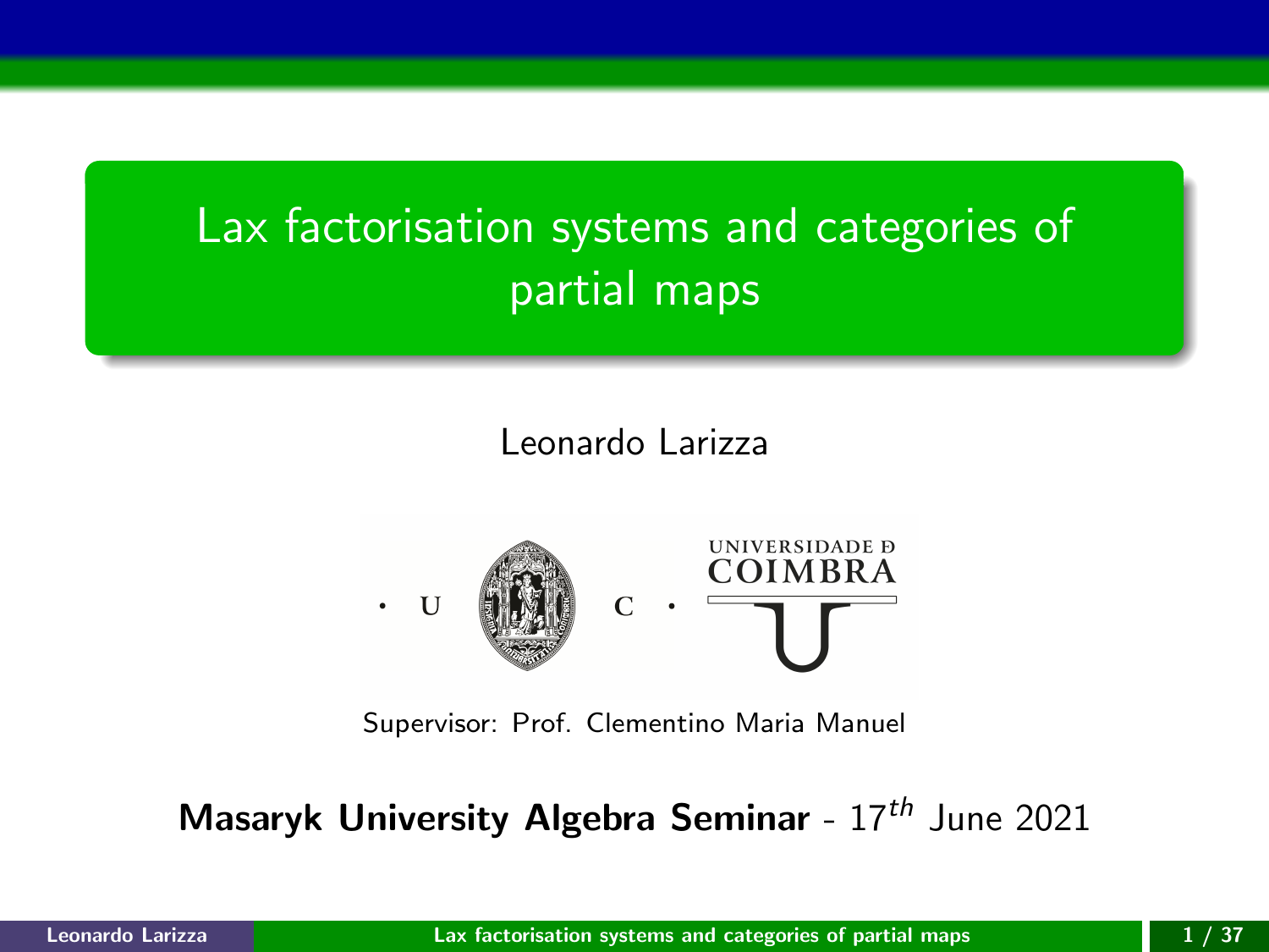# Lax factorisation systems and categories of partial maps

Leonardo Larizza

Supervisor: Prof. Clementino Maria Manuel

**Masaryk University Algebra Seminar** - $17^{th}$ June 2021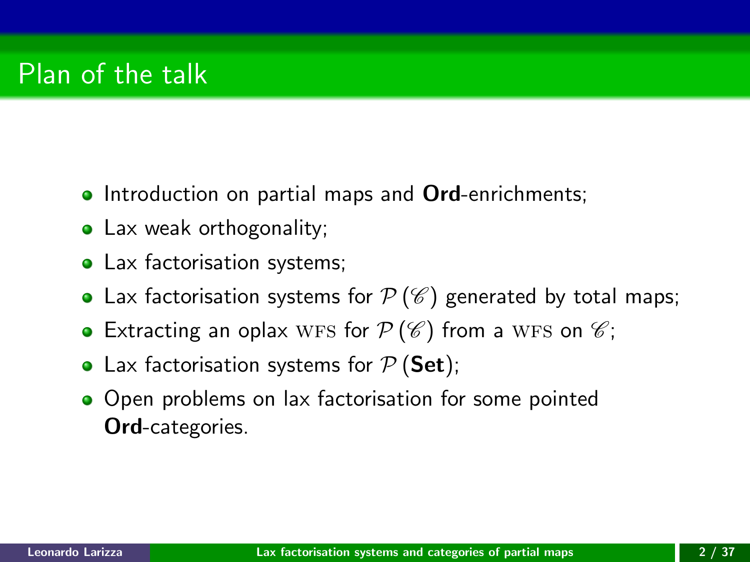# Plan of the talk

- Introduction on partial maps and **Ord**-enrichments;
- Lax weak orthogonality;
- Lax factorisation systems;
- Lax factorisation systems for $\mathcal{P}(\mathscr{C})$ generated by total maps;
- Extracting an oplax WFS for $\mathcal{P}(\mathscr{C})$ from a WFS on $\mathscr{C}$;
- Lax factorisation systems for $\mathcal{P}(\mathbf{Set})$;
- Open problems on lax factorisation for some pointed **Ord**-categories.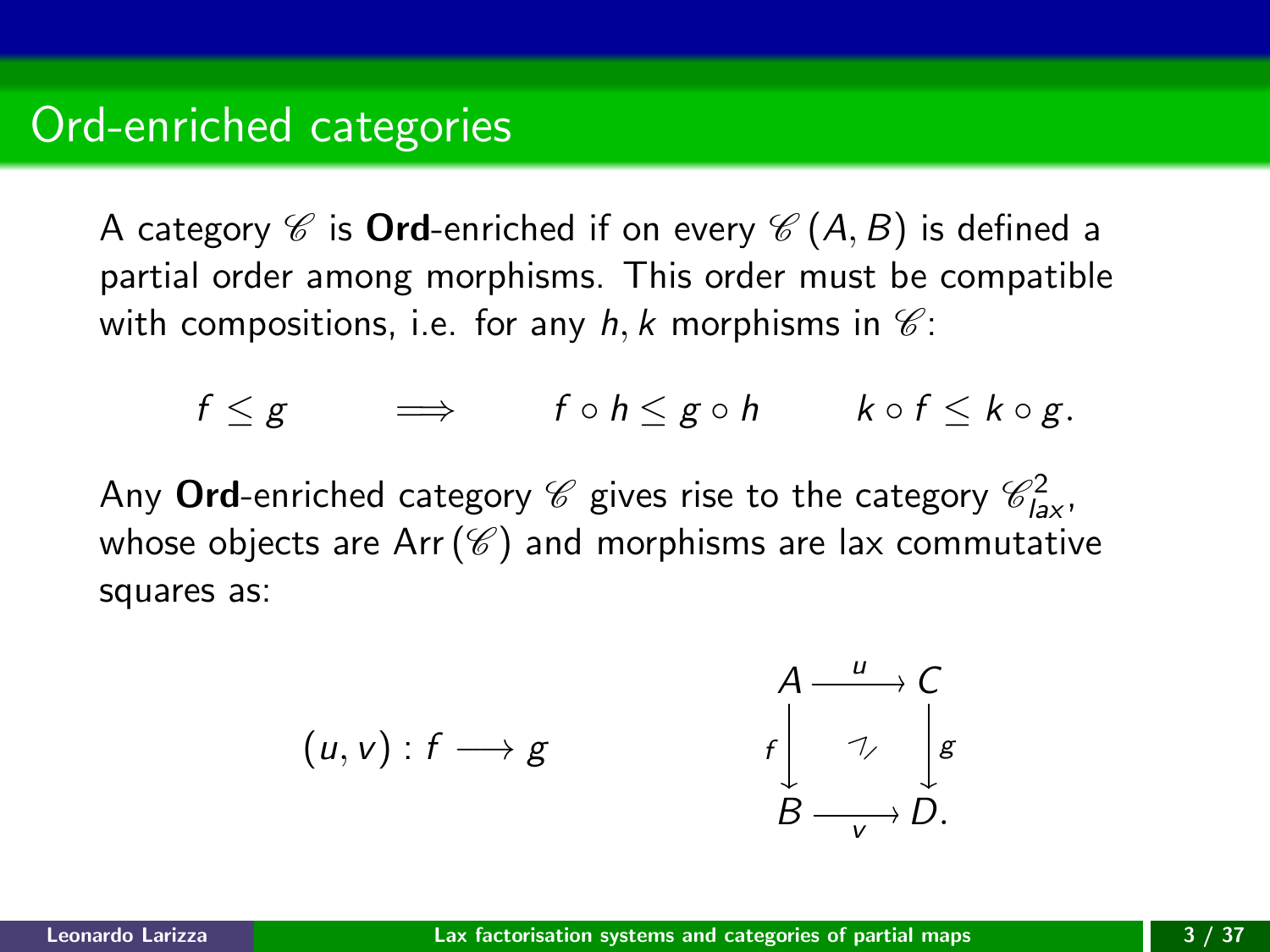# Ord-enriched categories

A category $\mathscr{C}$ is **Ord**-enriched if on every $\mathscr{C}(A, B)$ is defined a partial order among morphisms. This order must be compatible with compositions, i.e. for any $h, k$ morphisms in $\mathscr{C}$:

$$f \leq g \qquad \Longrightarrow \qquad f \circ h \leq g \circ h \qquad k \circ f \leq k \circ g.$$

Any **Ord**-enriched category $\mathscr{C}$ gives rise to the category $\mathscr{C}^2_{lax}$, whose objects are $\mathrm{Arr}(\mathscr{C})$ and morphisms are lax commutative squares as:

$$(u, v) : f \longrightarrow g \qquad\qquad \begin{array}{ccc} A & \xrightarrow{u} & C \\ {\scriptstyle f}\downarrow & \nearrow\!\!\!\!/ & \downarrow{\scriptstyle g} \\ B & \xrightarrow[v]{} & D. \end{array}$$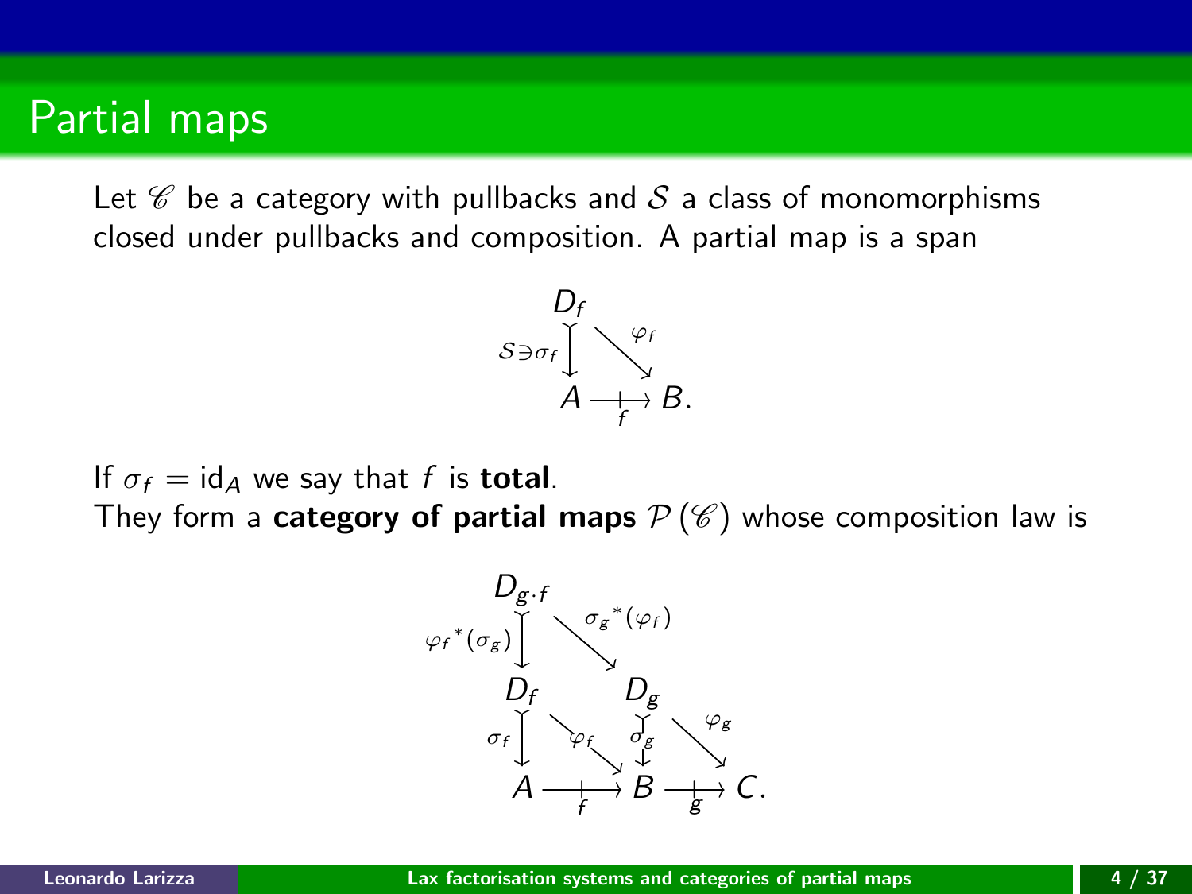# Partial maps

Let $\mathscr{C}$ be a category with pullbacks and $\mathcal{S}$ a class of monomorphisms closed under pullbacks and composition. A partial map is a span

$$\begin{array}{ccc} D_f & & \\ {\scriptstyle \mathcal{S}\ni\sigma_f}\downarrow & \searrow^{\varphi_f} & \\ A & \overset{}{\underset{f}{\longrightarrow}} & B. \end{array}$$

If $\sigma_f = \mathrm{id}_A$ we say that $f$ is **total**.
They form a **category of partial maps** $\mathcal{P}(\mathscr{C})$ whose composition law is

$$\begin{array}{ccccc} D_{g\cdot f} & & & & \\ {\scriptstyle {\varphi_f}^*(\sigma_g)}\downarrow & \searrow^{{\sigma_g}^*(\varphi_f)} & & & \\ D_f & & D_g & & \\ {\scriptstyle \sigma_f}\downarrow & \searrow^{\varphi_f} & {\scriptstyle \sigma_g}\downarrow & \searrow^{\varphi_g} & \\ A & \underset{f}{\longrightarrow} & B & \underset{g}{\longrightarrow} & C. \end{array}$$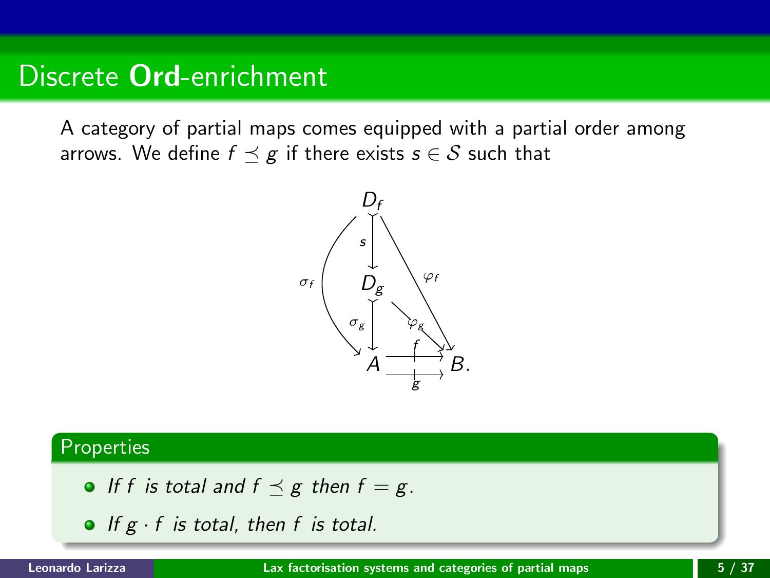# Discrete **Ord**-enrichment

A category of partial maps comes equipped with a partial order among arrows. We define $f \preceq g$ if there exists $s \in \mathcal{S}$ such that

$$
\begin{array}{ccc}
D_f & & \\
\downarrow s & \searrow \varphi_f & \\
D_g & & \\
\downarrow \sigma_g & \searrow \varphi_g & \\
A & \overset{f}{\underset{g}{\rightrightarrows}} & B.
\end{array}
$$

with $\sigma_f : D_f \to A$.

## Properties

- *If $f$ is total and $f \preceq g$ then $f = g$.*
- *If $g \cdot f$ is total, then $f$ is total.*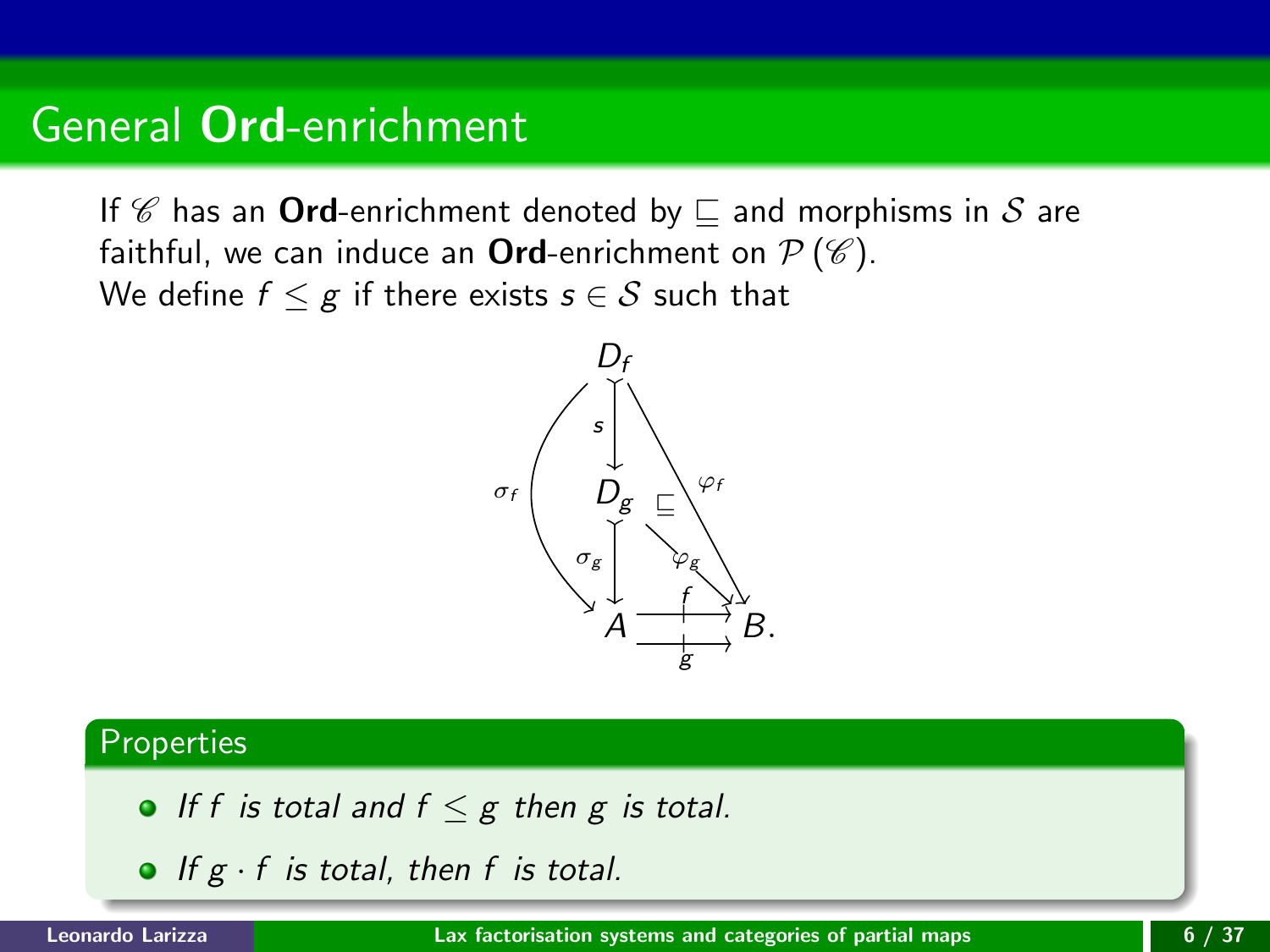# General **Ord**-enrichment

If $\mathscr{C}$ has an **Ord**-enrichment denoted by $\sqsubseteq$ and morphisms in $\mathcal{S}$ are faithful, we can induce an **Ord**-enrichment on $\mathcal{P}(\mathscr{C})$.
We define $f \leq g$ if there exists $s \in \mathcal{S}$ such that

$$
\begin{array}{ccc}
D_f & & \\
\downarrow s & \searrow \varphi_f & \\
D_g & \sqsubseteq & \\
\downarrow \sigma_g & \searrow \varphi_g & \\
A & \overset{f}{\underset{g}{\rightrightarrows}} & B.
\end{array}
\qquad \sigma_f : D_f \to A
$$

## Properties

- *If $f$ is total and $f \leq g$ then $g$ is total.*
- *If $g \cdot f$ is total, then $f$ is total.*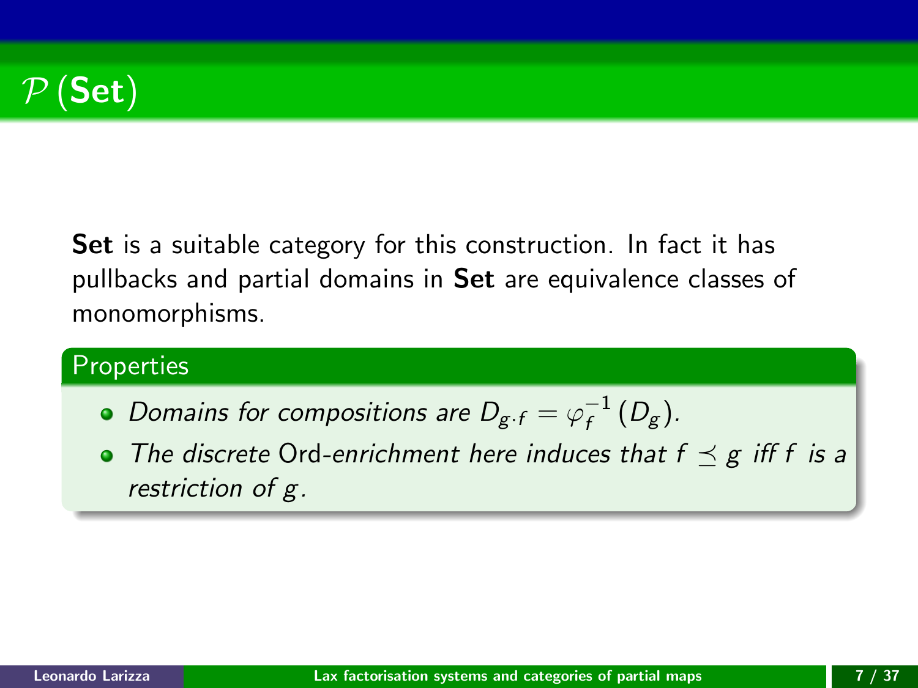# $\mathcal{P}$ (**Set**)

**Set** is a suitable category for this construction. In fact it has pullbacks and partial domains in **Set** are equivalence classes of monomorphisms.

**Properties**

- *Domains for compositions are* $D_{g \cdot f} = \varphi_f^{-1}(D_g)$*.*
- *The discrete* Ord*-enrichment here induces that* $f \preceq g$ *iff* $f$ *is a restriction of* $g$*.*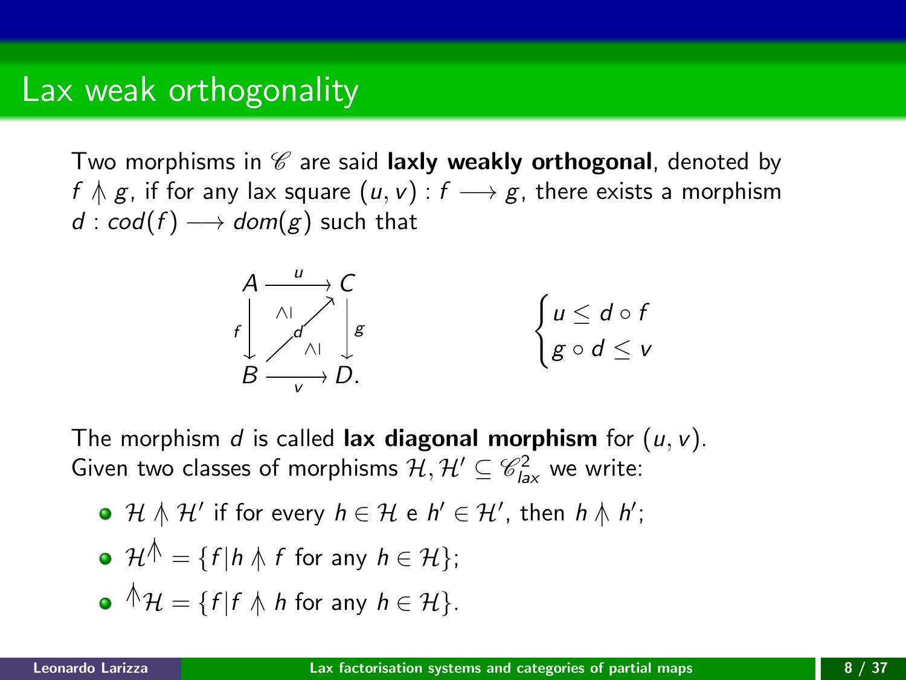# Lax weak orthogonality

Two morphisms in $\mathscr{C}$ are said **laxly weakly orthogonal**, denoted by $f \pitchfork g$, if for any lax square $(u, v) : f \longrightarrow g$, there exists a morphism $d : cod(f) \longrightarrow dom(g)$ such that

$$
\begin{array}{ccc}
A & \xrightarrow{\ u\ } & C \\
{\scriptstyle f}\downarrow & \overset{\wedge|}{\ } \nearrow^{d} \ \underset{\wedge|}{\ } & \downarrow{\scriptstyle g} \\
B & \xrightarrow[\ v\ ]{} & D.
\end{array}
\qquad\qquad
\begin{cases}
u \leq d \circ f \\
g \circ d \leq v
\end{cases}
$$

The morphism $d$ is called **lax diagonal morphism** for $(u, v)$.
Given two classes of morphisms $\mathcal{H}, \mathcal{H}' \subseteq \mathscr{C}^2_{lax}$ we write:

- $\mathcal{H} \pitchfork \mathcal{H}'$ if for every $h \in \mathcal{H}$ e $h' \in \mathcal{H}'$, then $h \pitchfork h'$;
- $\mathcal{H}^{\pitchfork} = \{f | h \pitchfork f \text{ for any } h \in \mathcal{H}\}$;
- ${}^{\pitchfork}\mathcal{H} = \{f | f \pitchfork h \text{ for any } h \in \mathcal{H}\}$.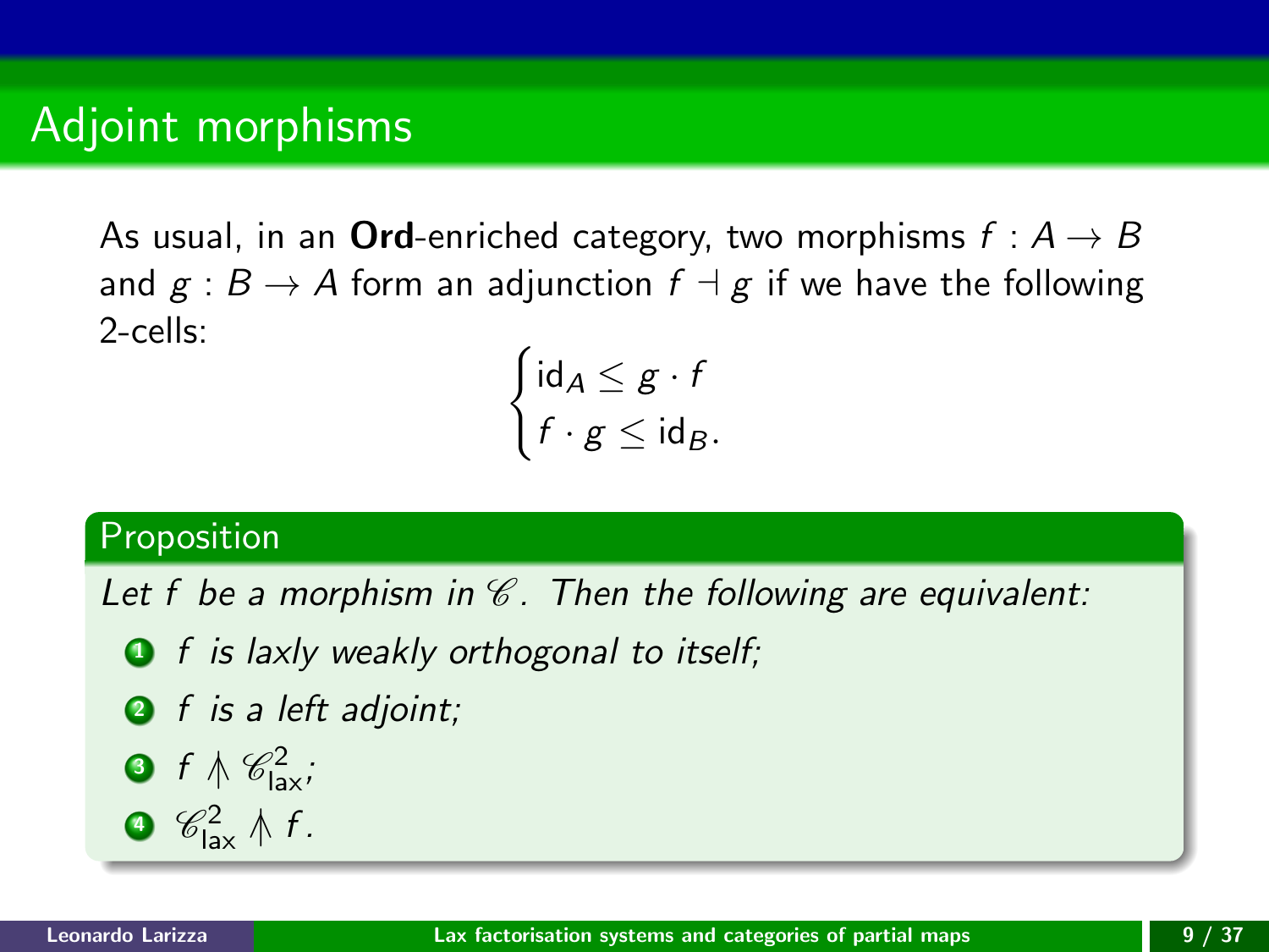# Adjoint morphisms

As usual, in an **Ord**-enriched category, two morphisms $f : A \to B$ and $g : B \to A$ form an adjunction $f \dashv g$ if we have the following 2-cells:

$$\begin{cases} \mathrm{id}_A \leq g \cdot f \\ f \cdot g \leq \mathrm{id}_B. \end{cases}$$

**Proposition**

*Let $f$ be a morphism in $\mathscr{C}$. Then the following are equivalent:*

1. *$f$ is laxly weakly orthogonal to itself;*
2. *$f$ is a left adjoint;*
3. $f \pitchfork \mathscr{C}^2_{\mathsf{lax}}$;
4. $\mathscr{C}^2_{\mathsf{lax}} \pitchfork f$.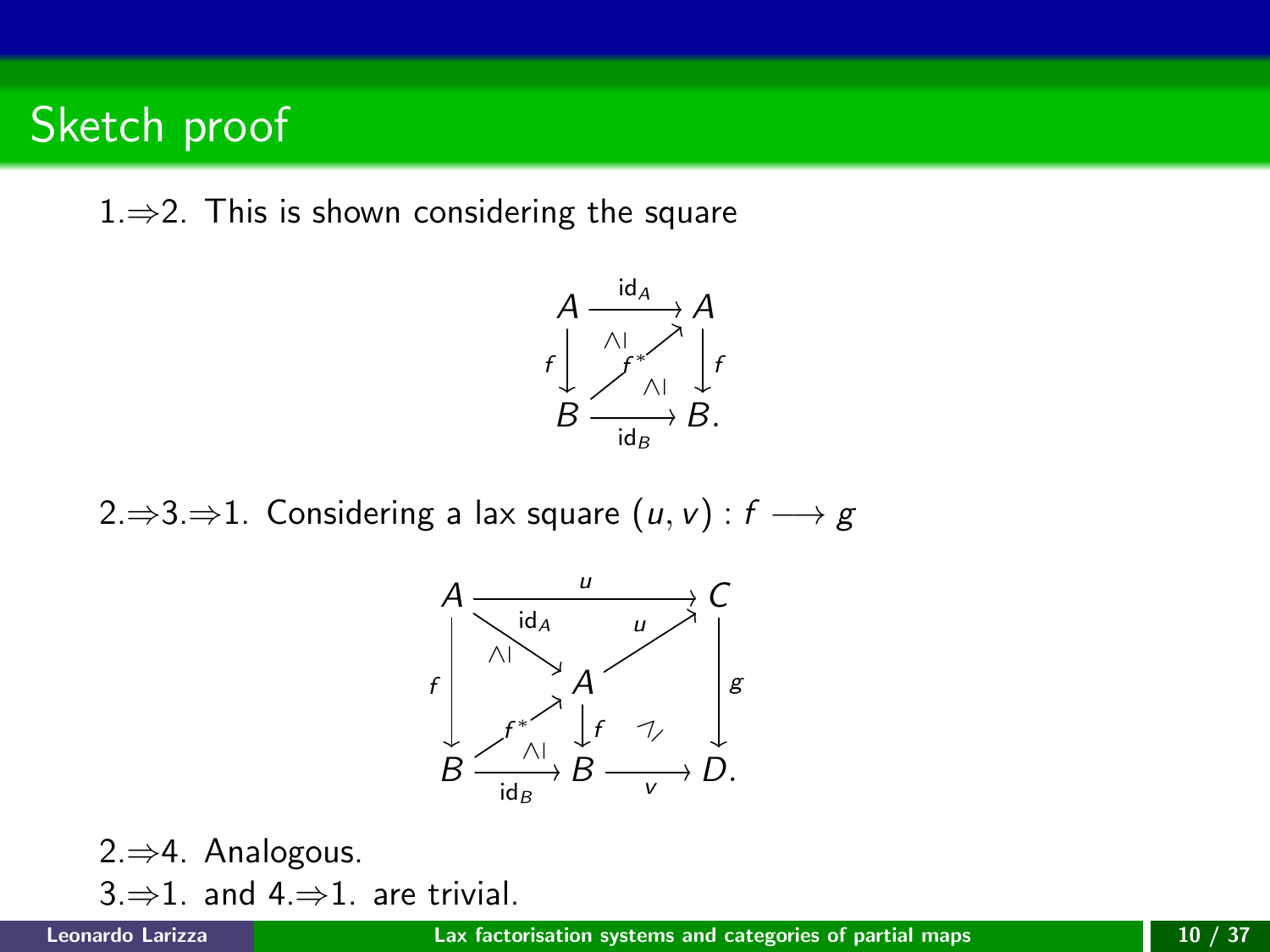# Sketch proof

1.⇒2. This is shown considering the square

$$
\begin{array}{ccc}
A & \xrightarrow{\mathrm{id}_A} & A \\
{\scriptstyle f}\downarrow & \overset{\wedge|}{\ } \nearrow^{f^*} \overset{\wedge|}{\ } & \downarrow{\scriptstyle f} \\
B & \xrightarrow[\mathrm{id}_B]{} & B.
\end{array}
$$

2.⇒3.⇒1. Considering a lax square $(u, v) : f \longrightarrow g$

$$
\begin{array}{ccccc}
A & & \xrightarrow{u} & & C \\
 & \overset{\mathrm{id}_A}{\searrow} \ \wedge| & & \nearrow^{u} & \\
{\scriptstyle f}\downarrow & & A & & \downarrow{\scriptstyle g} \\
 & \nearrow^{f^*} \ \wedge| & \downarrow{\scriptstyle f} & \not\nearrow & \\
B & \xrightarrow[\mathrm{id}_B]{} & B & \xrightarrow[v]{} & D.
\end{array}
$$

2.⇒4. Analogous.

3.⇒1. and 4.⇒1. are trivial.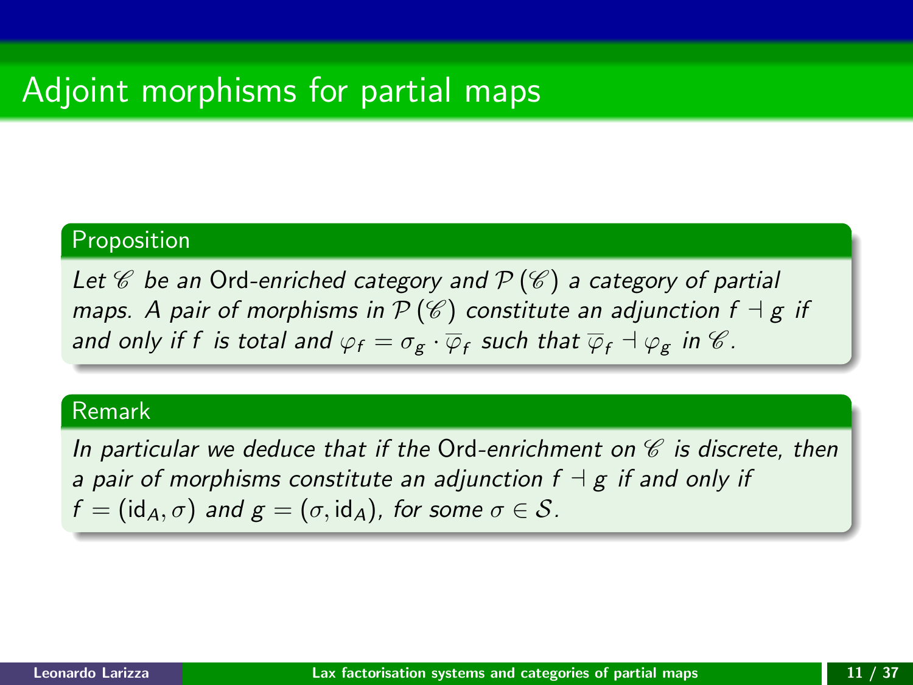# Adjoint morphisms for partial maps

**Proposition**

*Let $\mathscr{C}$ be an* Ord*-enriched category and $\mathcal{P}(\mathscr{C})$ a category of partial maps. A pair of morphisms in $\mathcal{P}(\mathscr{C})$ constitute an adjunction $f \dashv g$ if and only if $f$ is total and $\varphi_f = \sigma_g \cdot \overline{\varphi}_f$ such that $\overline{\varphi}_f \dashv \varphi_g$ in $\mathscr{C}$.*

**Remark**

*In particular we deduce that if the* Ord*-enrichment on $\mathscr{C}$ is discrete, then a pair of morphisms constitute an adjunction $f \dashv g$ if and only if $f = (\mathrm{id}_A, \sigma)$ and $g = (\sigma, \mathrm{id}_A)$, for some $\sigma \in \mathcal{S}$.*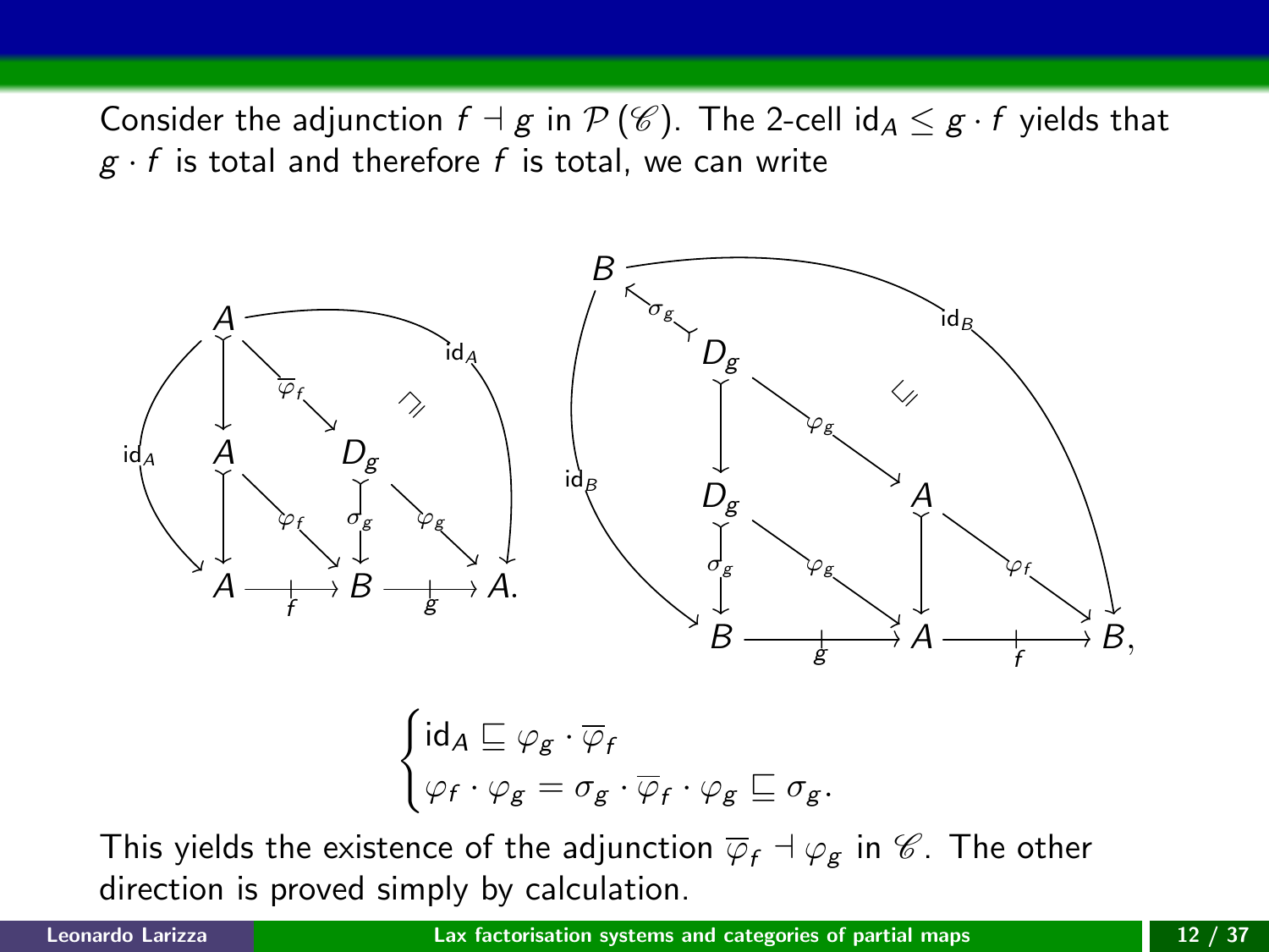Consider the adjunction $f \dashv g$ in $\mathcal{P}(\mathscr{C})$. The 2-cell $\mathrm{id}_A \leq g \cdot f$ yields that $g \cdot f$ is total and therefore $f$ is total, we can write

$$\begin{cases} \mathrm{id}_A \sqsubseteq \varphi_g \cdot \overline{\varphi}_f \\ \varphi_f \cdot \varphi_g = \sigma_g \cdot \overline{\varphi}_f \cdot \varphi_g \sqsubseteq \sigma_g. \end{cases}$$

This yields the existence of the adjunction $\overline{\varphi}_f \dashv \varphi_g$ in $\mathscr{C}$. The other direction is proved simply by calculation.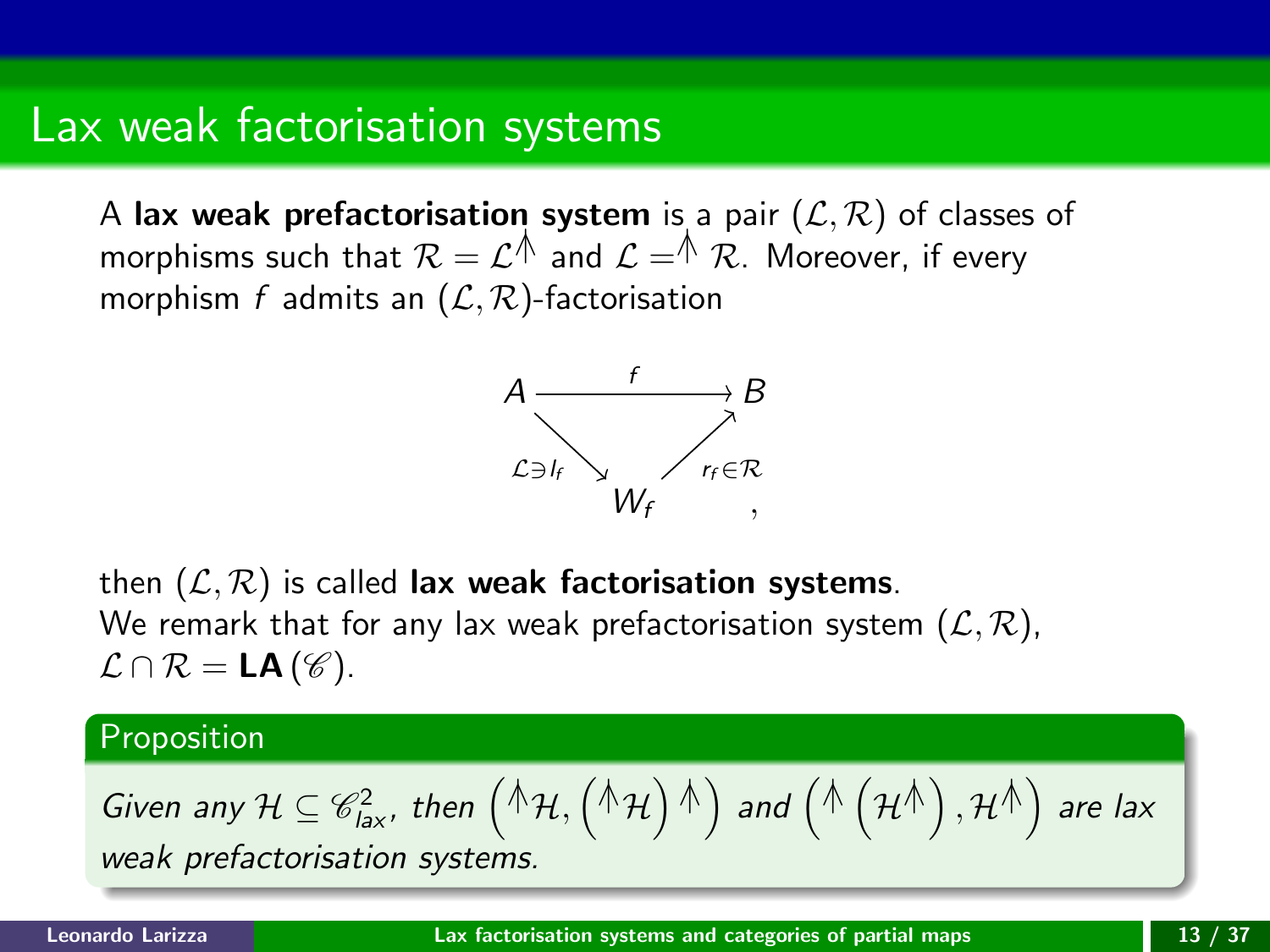## Lax weak factorisation systems

A **lax weak prefactorisation system** is a pair $(\mathcal{L}, \mathcal{R})$ of classes of morphisms such that $\mathcal{R} = \mathcal{L}^{\pitchfork}$ and $\mathcal{L} = {}^{\pitchfork}\mathcal{R}$. Moreover, if every morphism $f$ admits an $(\mathcal{L}, \mathcal{R})$-factorisation

$$\begin{array}{ccc} A & \xrightarrow{\quad f \quad} & B \\ & {\scriptstyle \mathcal{L} \ni l_f} \searrow \quad \nearrow {\scriptstyle r_f \in \mathcal{R}} & \\ & W_f & \end{array},$$

then $(\mathcal{L}, \mathcal{R})$ is called **lax weak factorisation systems**.
We remark that for any lax weak prefactorisation system $(\mathcal{L}, \mathcal{R})$, $\mathcal{L} \cap \mathcal{R} = \mathbf{LA}(\mathscr{C})$.

**Proposition**

*Given any $\mathcal{H} \subseteq \mathscr{C}^2_{lax}$, then $\left({}^{\pitchfork}\mathcal{H}, \left({}^{\pitchfork}\mathcal{H}\right)^{\pitchfork}\right)$ and $\left({}^{\pitchfork}\left(\mathcal{H}^{\pitchfork}\right), \mathcal{H}^{\pitchfork}\right)$ are lax weak prefactorisation systems.*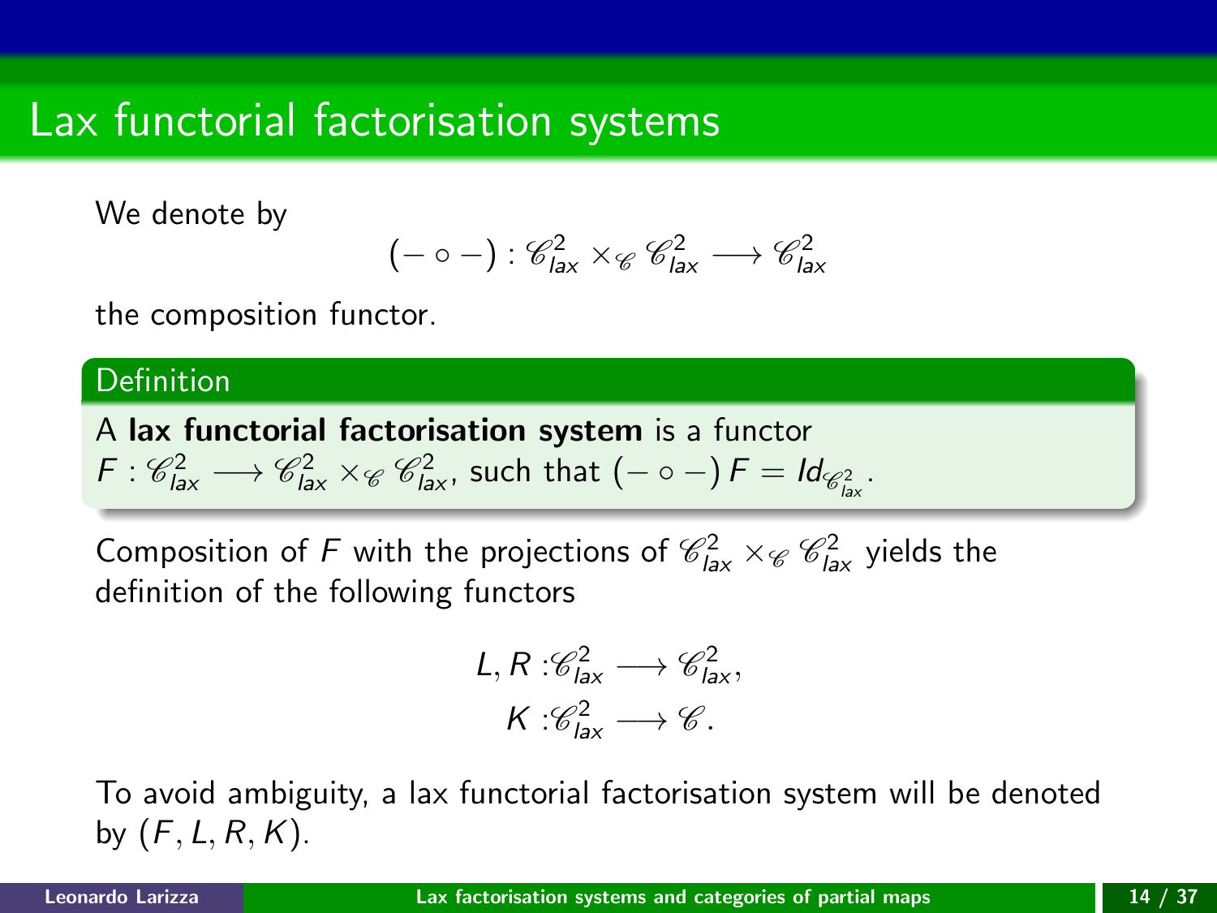# Lax functorial factorisation systems

We denote by

$$(- \circ -) : \mathscr{C}^2_{lax} \times_{\mathscr{C}} \mathscr{C}^2_{lax} \longrightarrow \mathscr{C}^2_{lax}$$

the composition functor.

**Definition**

A **lax functorial factorisation system** is a functor $F : \mathscr{C}^2_{lax} \longrightarrow \mathscr{C}^2_{lax} \times_{\mathscr{C}} \mathscr{C}^2_{lax}$, such that $(- \circ -) F = Id_{\mathscr{C}^2_{lax}}$.

Composition of $F$ with the projections of $\mathscr{C}^2_{lax} \times_{\mathscr{C}} \mathscr{C}^2_{lax}$ yields the definition of the following functors

$$L, R : \mathscr{C}^2_{lax} \longrightarrow \mathscr{C}^2_{lax},$$
$$K : \mathscr{C}^2_{lax} \longrightarrow \mathscr{C}.$$

To avoid ambiguity, a lax functorial factorisation system will be denoted by $(F, L, R, K)$.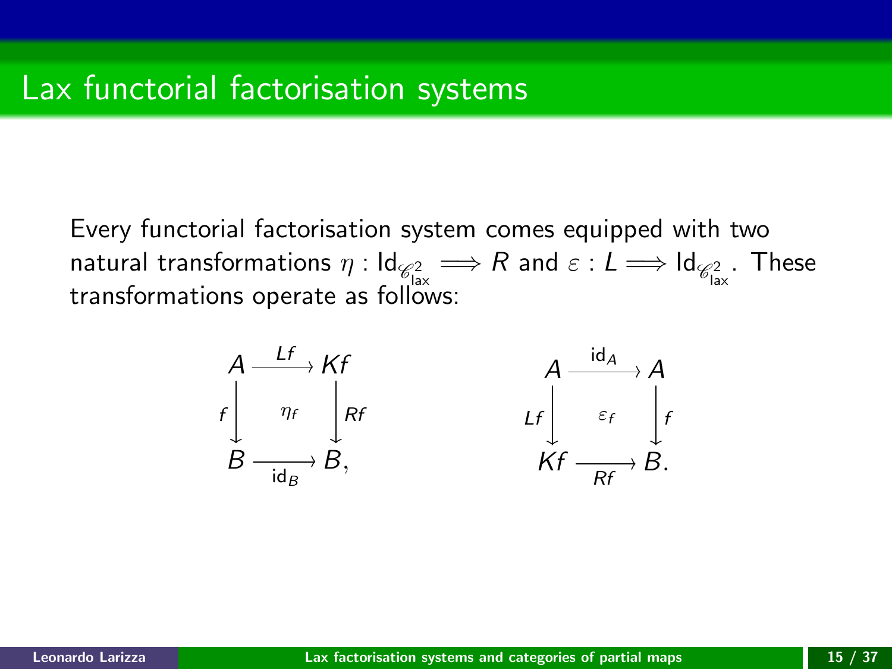# Lax functorial factorisation systems

Every functorial factorisation system comes equipped with two natural transformations $\eta : \mathsf{Id}_{\mathscr{C}^2_{\mathsf{lax}}} \Longrightarrow R$ and $\varepsilon : L \Longrightarrow \mathsf{Id}_{\mathscr{C}^2_{\mathsf{lax}}}$. These transformations operate as follows:

$$
\begin{array}{ccc}
A & \xrightarrow{Lf} & Kf \\
{\scriptstyle f}\downarrow & \eta_f & \downarrow{\scriptstyle Rf} \\
B & \xrightarrow[\mathsf{id}_B]{} & B,
\end{array}
\qquad\qquad
\begin{array}{ccc}
A & \xrightarrow{\mathsf{id}_A} & A \\
{\scriptstyle Lf}\downarrow & \varepsilon_f & \downarrow{\scriptstyle f} \\
Kf & \xrightarrow[Rf]{} & B.
\end{array}
$$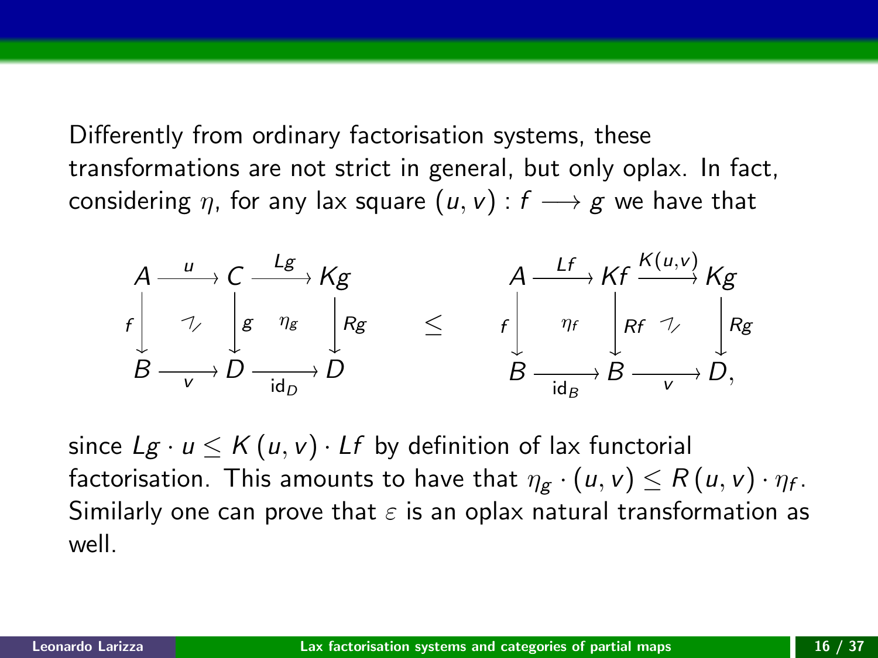Differently from ordinary factorisation systems, these transformations are not strict in general, but only oplax. In fact, considering $\eta$, for any lax square $(u, v) : f \longrightarrow g$ we have that

$$
\begin{array}{ccccc}
A & \xrightarrow{u} & C & \xrightarrow{Lg} & Kg \\
{\scriptstyle f}\downarrow & \swarrow & \downarrow{\scriptstyle g} & \eta_g & \downarrow{\scriptstyle Rg} \\
B & \xrightarrow[v]{} & D & \xrightarrow[\mathrm{id}_D]{} & D
\end{array}
\quad \leq \quad
\begin{array}{ccccc}
A & \xrightarrow{Lf} & Kf & \xrightarrow{K(u,v)} & Kg \\
{\scriptstyle f}\downarrow & \eta_f & \downarrow{\scriptstyle Rf} & \swarrow & \downarrow{\scriptstyle Rg} \\
B & \xrightarrow[\mathrm{id}_B]{} & B & \xrightarrow[v]{} & D,
\end{array}
$$

since $Lg \cdot u \leq K(u, v) \cdot Lf$ by definition of lax functorial factorisation. This amounts to have that $\eta_g \cdot (u, v) \leq R(u, v) \cdot \eta_f$. Similarly one can prove that $\varepsilon$ is an oplax natural transformation as well.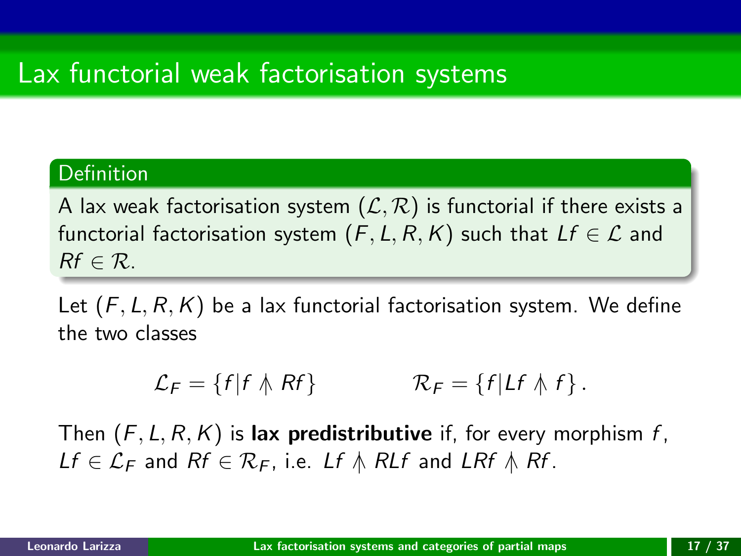# Lax functorial weak factorisation systems

**Definition**

A lax weak factorisation system $(\mathcal{L}, \mathcal{R})$ is functorial if there exists a functorial factorisation system $(F, L, R, K)$ such that $Lf \in \mathcal{L}$ and $Rf \in \mathcal{R}$.

Let $(F, L, R, K)$ be a lax functorial factorisation system. We define the two classes

$$\mathcal{L}_F = \{f | f \pitchfork Rf\} \qquad\qquad \mathcal{R}_F = \{f | Lf \pitchfork f\}.$$

Then $(F, L, R, K)$ is **lax predistributive** if, for every morphism $f$, $Lf \in \mathcal{L}_F$ and $Rf \in \mathcal{R}_F$, i.e. $Lf \pitchfork RLf$ and $LRf \pitchfork Rf$.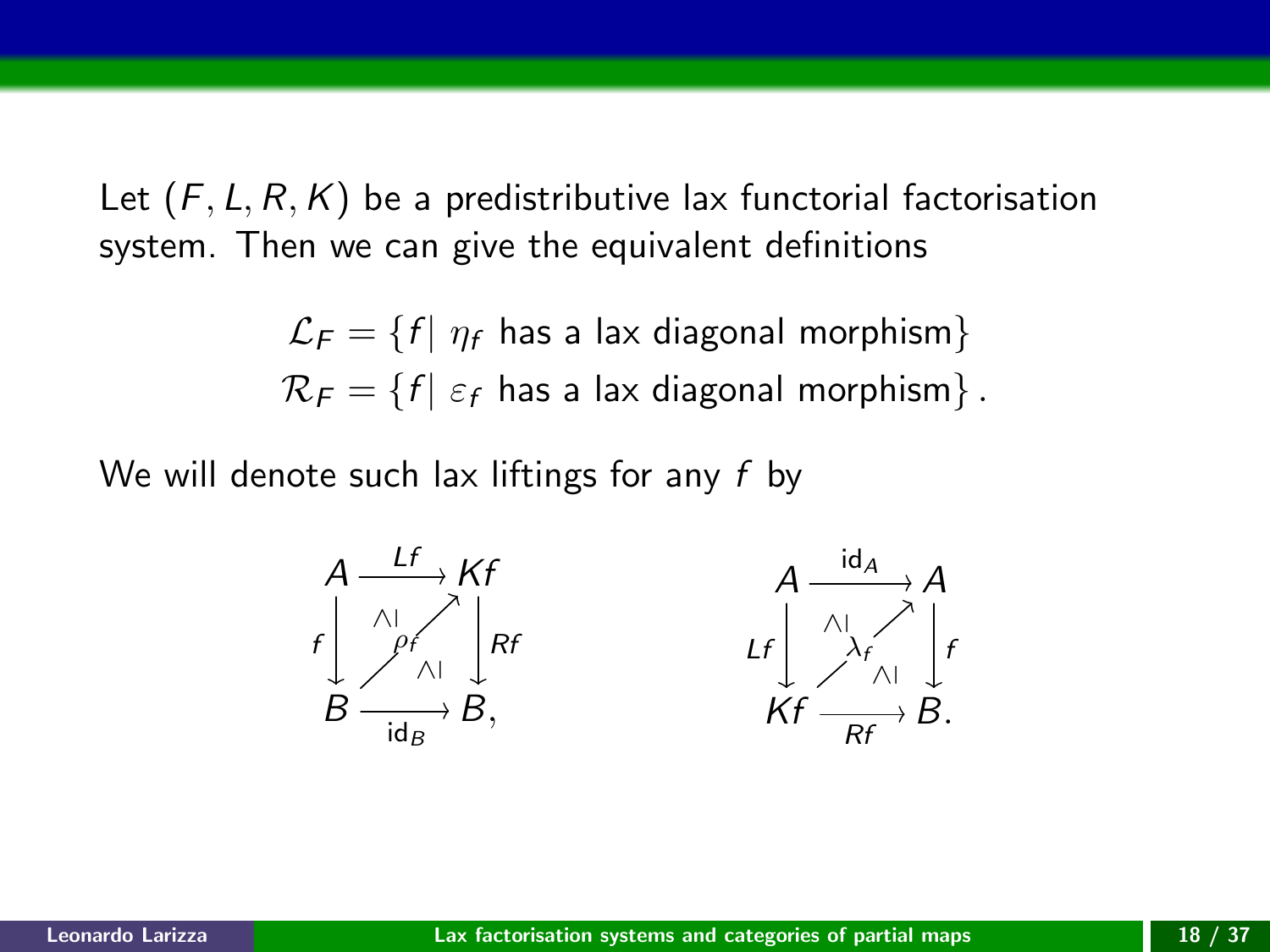Let $(F, L, R, K)$ be a predistributive lax functorial factorisation system. Then we can give the equivalent definitions

$$\mathcal{L}_F = \{f \mid \eta_f \text{ has a lax diagonal morphism}\}$$
$$\mathcal{R}_F = \{f \mid \varepsilon_f \text{ has a lax diagonal morphism}\}.$$

We will denote such lax liftings for any $f$ by

$$
\begin{array}{ccc}
A & \xrightarrow{Lf} & Kf \\
{\scriptstyle f}\downarrow & \overset{\wedge|}{\nearrow_{\rho_f}}\ \overset{}{\wedge|} & \downarrow{\scriptstyle Rf} \\
B & \xrightarrow[\mathrm{id}_B]{} & B,
\end{array}
\qquad\qquad
\begin{array}{ccc}
A & \xrightarrow{\mathrm{id}_A} & A \\
{\scriptstyle Lf}\downarrow & \overset{\wedge|}{\nearrow_{\lambda_f}}\ \overset{}{\wedge|} & \downarrow{\scriptstyle f} \\
Kf & \xrightarrow[Rf]{} & B.
\end{array}
$$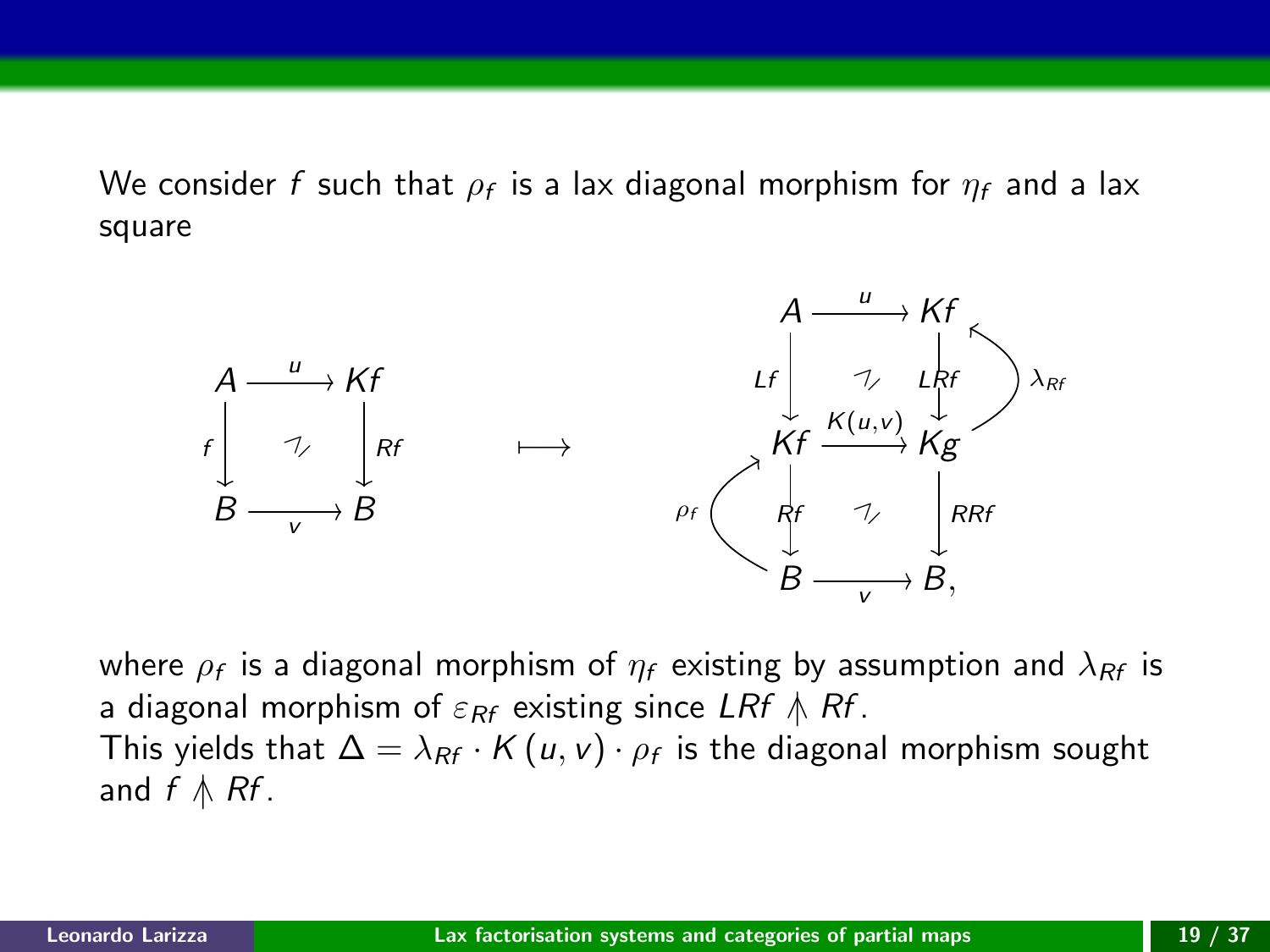We consider $f$ such that $\rho_f$ is a lax diagonal morphism for $\eta_f$ and a lax square

$$
\begin{array}{ccc}
A & \xrightarrow{u} & Kf \\
{\scriptstyle f}\downarrow & \nearrow\!\!\!/ & \downarrow{\scriptstyle Rf} \\
B & \xrightarrow[v]{} & B
\end{array}
\quad \longmapsto \quad
\begin{array}{ccc}
A & \xrightarrow{u} & Kf \\
{\scriptstyle Lf}\downarrow & \nearrow\!\!\!/ & \downarrow{\scriptstyle LRf} \\
Kf & \xrightarrow{K(u,v)} & Kg \\
{\scriptstyle Rf}\downarrow & \nearrow\!\!\!/ & \downarrow{\scriptstyle RRf} \\
B & \xrightarrow[v]{} & B,
\end{array}
$$

(with $\rho_f : B \to Kf$ and $\lambda_{Rf} : Kg \to Kf$)

where $\rho_f$ is a diagonal morphism of $\eta_f$ existing by assumption and $\lambda_{Rf}$ is a diagonal morphism of $\varepsilon_{Rf}$ existing since $LRf \pitchfork Rf$.
This yields that $\Delta = \lambda_{Rf} \cdot K(u, v) \cdot \rho_f$ is the diagonal morphism sought and $f \pitchfork Rf$.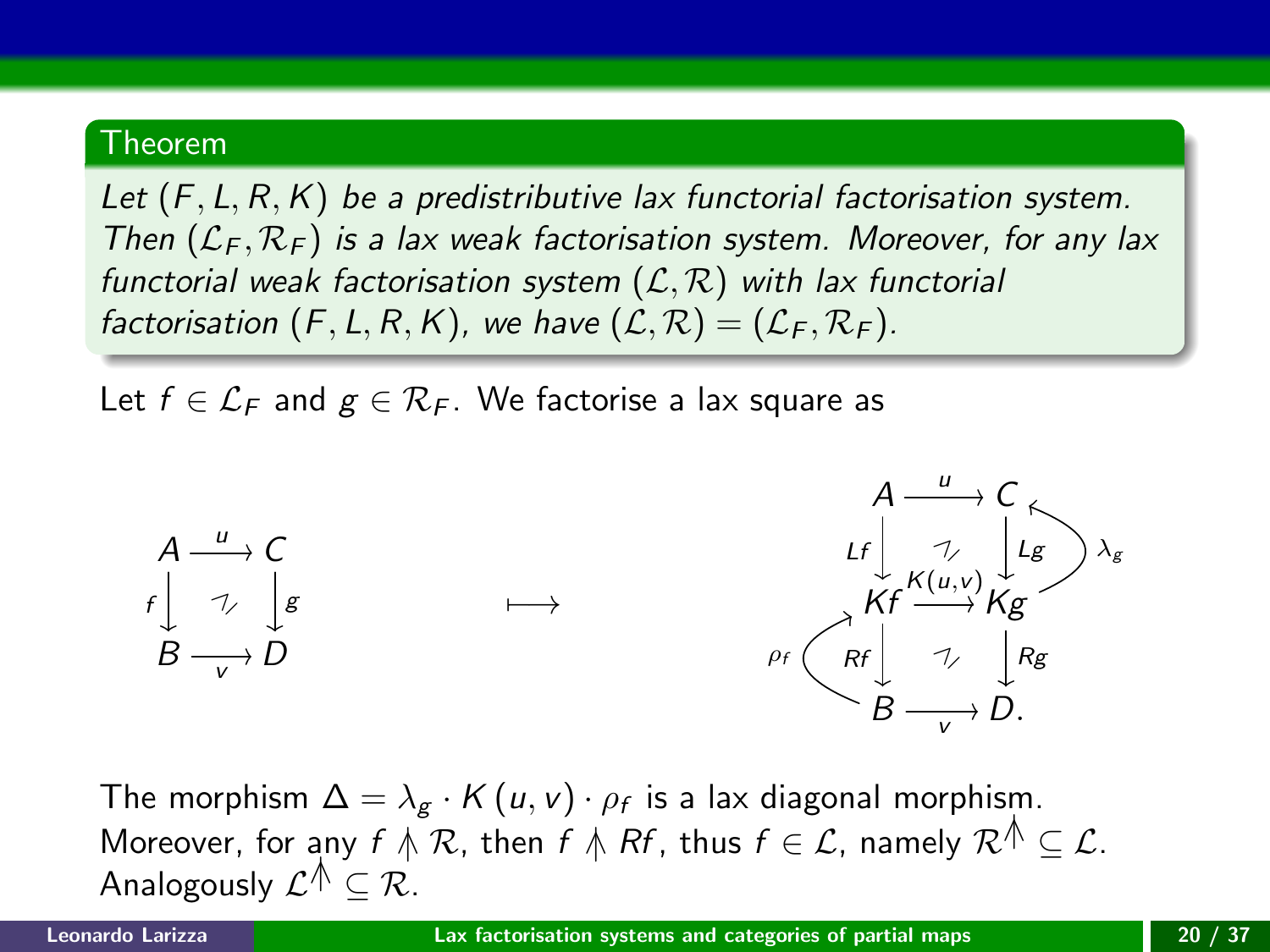**Theorem**

*Let $(F, L, R, K)$ be a predistributive lax functorial factorisation system. Then $(\mathcal{L}_F, \mathcal{R}_F)$ is a lax weak factorisation system. Moreover, for any lax functorial weak factorisation system $(\mathcal{L}, \mathcal{R})$ with lax functorial factorisation $(F, L, R, K)$, we have $(\mathcal{L}, \mathcal{R}) = (\mathcal{L}_F, \mathcal{R}_F)$.*

Let $f \in \mathcal{L}_F$ and $g \in \mathcal{R}_F$. We factorise a lax square as

$$
\begin{array}{ccc}
A & \xrightarrow{u} & C \\
{\scriptstyle f}\downarrow & \nearrow & \downarrow{\scriptstyle g} \\
B & \xrightarrow[v]{} & D
\end{array}
\qquad \longmapsto \qquad
\begin{array}{ccc}
A & \xrightarrow{u} & C \\
{\scriptstyle Lf}\downarrow & \nearrow & \downarrow{\scriptstyle Lg} \\
Kf & \xrightarrow{K(u,v)} & Kg \\
{\scriptstyle Rf}\downarrow & \nearrow & \downarrow{\scriptstyle Rg} \\
B & \xrightarrow[v]{} & D.
\end{array}
\qquad \rho_f : B \to Kf, \quad \lambda_g : Kg \to C
$$

The morphism $\Delta = \lambda_g \cdot K(u, v) \cdot \rho_f$ is a lax diagonal morphism. Moreover, for any $f \pitchfork \mathcal{R}$, then $f \pitchfork Rf$, thus $f \in \mathcal{L}$, namely $\mathcal{R}^{\pitchfork} \subseteq \mathcal{L}$. Analogously $\mathcal{L}^{\pitchfork} \subseteq \mathcal{R}$.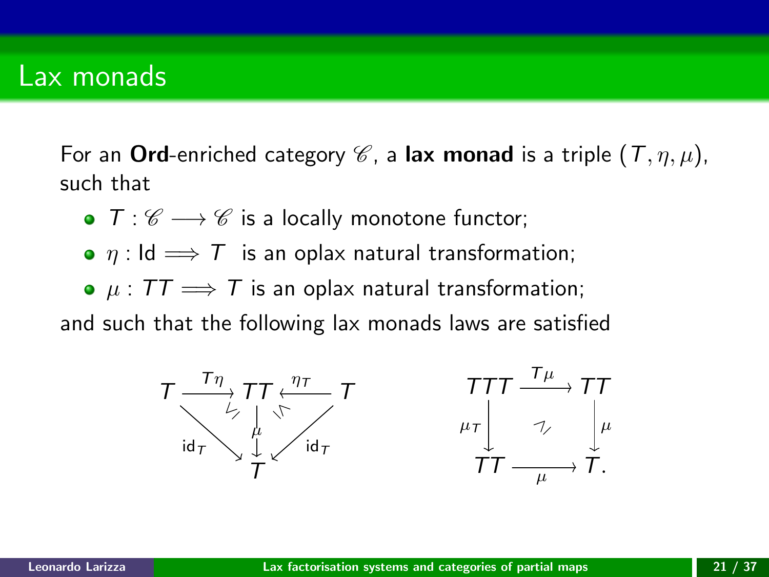## Lax monads

For an **Ord**-enriched category $\mathscr{C}$, a **lax monad** is a triple $(T, \eta, \mu)$, such that

- $T : \mathscr{C} \longrightarrow \mathscr{C}$ is a locally monotone functor;
- $\eta : \mathsf{Id} \Longrightarrow T$ is an oplax natural transformation;
- $\mu : TT \Longrightarrow T$ is an oplax natural transformation;

and such that the following lax monads laws are satisfied

$$
\begin{array}{ccccc}
T & \xrightarrow{T\eta} & TT & \xleftarrow{\eta_T} & T \\
& {\scriptstyle \mathsf{id}_T} \searrow \;\; \leq & \downarrow{\scriptstyle \mu} & \geq \;\; \swarrow {\scriptstyle \mathsf{id}_T} & \\
& & T & &
\end{array}
\qquad\qquad
\begin{array}{ccc}
TTT & \xrightarrow{T\mu} & TT \\
{\scriptstyle \mu_T}\downarrow & \geq & \downarrow{\scriptstyle \mu} \\
TT & \xrightarrow[\mu]{} & T.
\end{array}
$$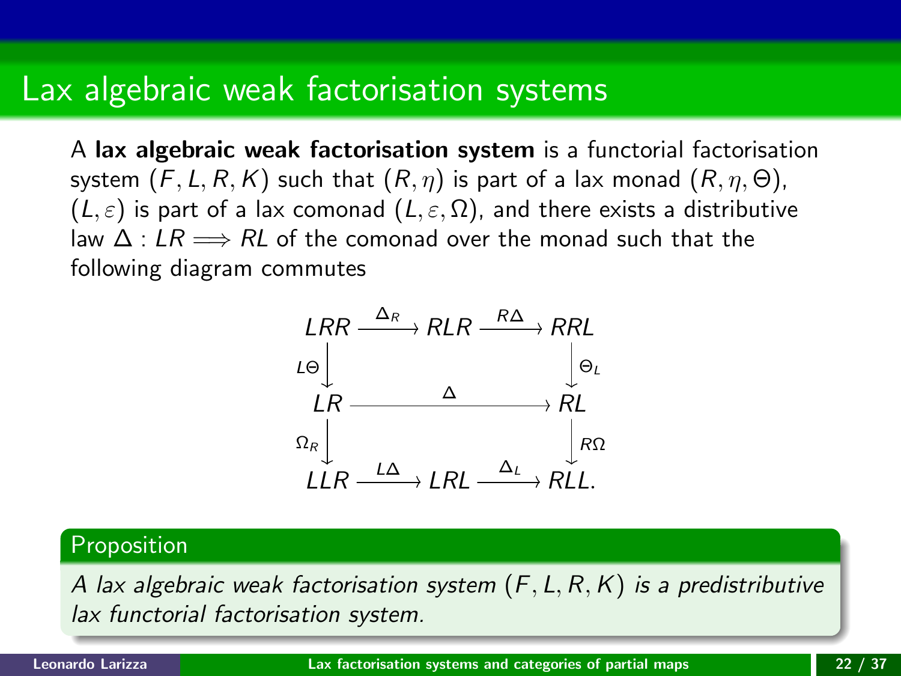# Lax algebraic weak factorisation systems

A **lax algebraic weak factorisation system** is a functorial factorisation system $(F, L, R, K)$ such that $(R, \eta)$ is part of a lax monad $(R, \eta, \Theta)$, $(L, \varepsilon)$ is part of a lax comonad $(L, \varepsilon, \Omega)$, and there exists a distributive law $\Delta : LR \Longrightarrow RL$ of the comonad over the monad such that the following diagram commutes

$$
\begin{array}{ccccc}
LRR & \xrightarrow{\Delta_R} & RLR & \xrightarrow{R\Delta} & RRL \\
{\scriptstyle L\Theta}\downarrow & & & & \downarrow{\scriptstyle \Theta_L} \\
LR & & \xrightarrow{\quad\quad\Delta\quad\quad} & & RL \\
{\scriptstyle \Omega_R}\downarrow & & & & \downarrow{\scriptstyle R\Omega} \\
LLR & \xrightarrow{L\Delta} & LRL & \xrightarrow{\Delta_L} & RLL.
\end{array}
$$

**Proposition**

*A lax algebraic weak factorisation system $(F, L, R, K)$ is a predistributive lax functorial factorisation system.*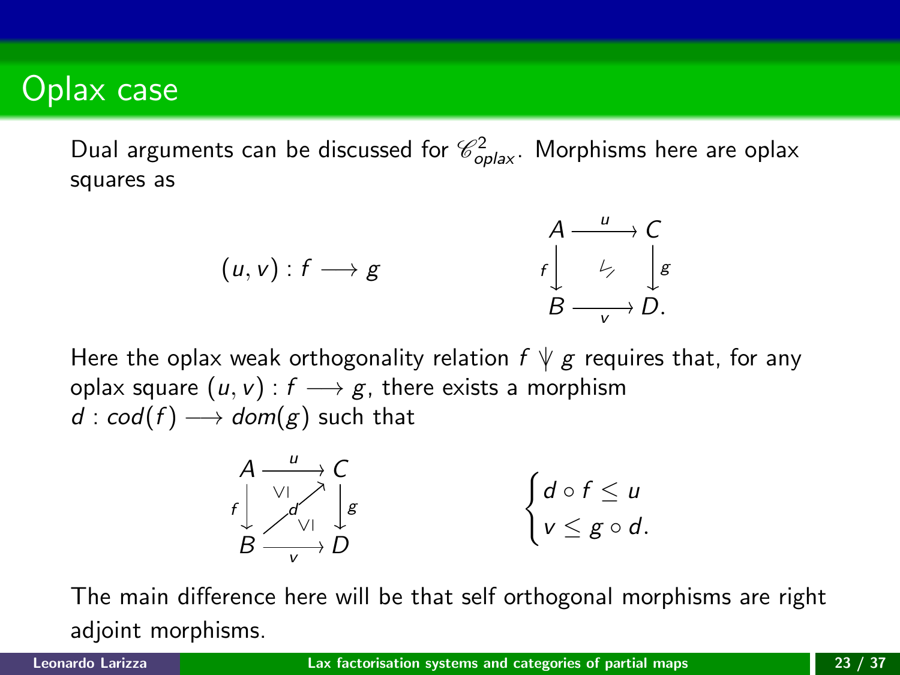# Oplax case

Dual arguments can be discussed for $\mathscr{C}^2_{oplax}$. Morphisms here are oplax squares as

$$(u, v) : f \longrightarrow g \qquad\qquad \begin{array}{ccc} A & \xrightarrow{\ u\ } & C \\ {\scriptstyle f}\downarrow & \not\swarrow & \downarrow{\scriptstyle g} \\ B & \xrightarrow[\ v\ ]{} & D. \end{array}$$

Here the oplax weak orthogonality relation $f \pitchfork g$ requires that, for any oplax square $(u, v) : f \longrightarrow g$, there exists a morphism $d : cod(f) \longrightarrow dom(g)$ such that

$$\begin{array}{ccc} A & \xrightarrow{\ u\ } & C \\ {\scriptstyle f}\downarrow & \overset{\vee\!\mid}{\nearrow_{d}}\ \underset{\vee\!\mid}{} & \downarrow{\scriptstyle g} \\ B & \xrightarrow[\ v\ ]{} & D \end{array} \qquad\qquad \begin{cases} d \circ f \leq u \\ v \leq g \circ d. \end{cases}$$

The main difference here will be that self orthogonal morphisms are right adjoint morphisms.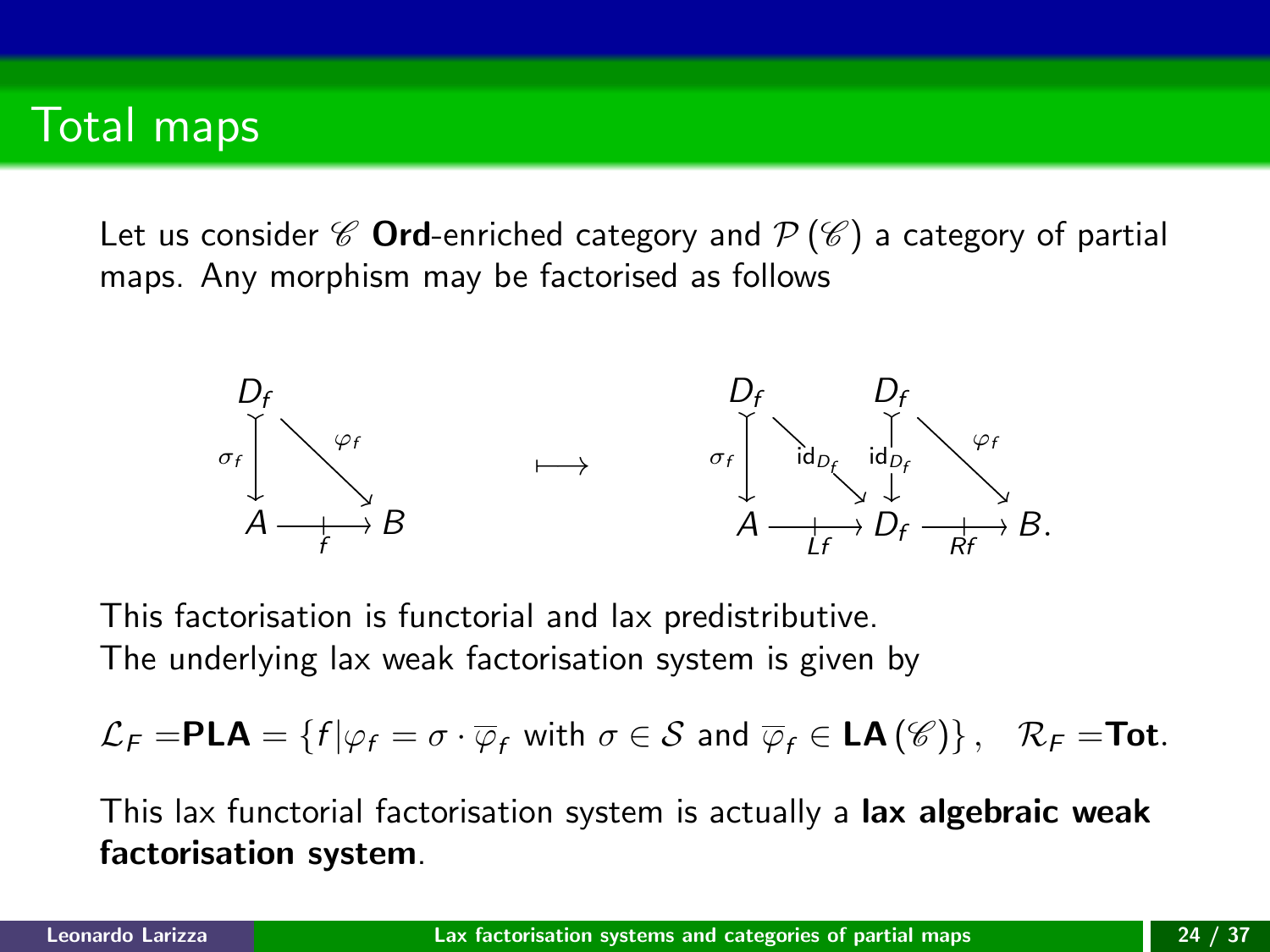# Total maps

Let us consider $\mathscr{C}$ **Ord**-enriched category and $\mathcal{P}(\mathscr{C})$ a category of partial maps. Any morphism may be factorised as follows

$$
\begin{array}{ccc}
D_f & & \\
\sigma_f \downarrow & \searrow^{\varphi_f} & \\
A & \xrightarrow[f]{+} & B
\end{array}
\quad \longmapsto \quad
\begin{array}{ccccc}
D_f & & D_f & & \\
\sigma_f \downarrow & \searrow^{\mathrm{id}_{D_f}} & \mathrm{id}_{D_f} \downarrow & \searrow^{\varphi_f} & \\
A & \xrightarrow[Lf]{+} & D_f & \xrightarrow[Rf]{+} & B.
\end{array}
$$

This factorisation is functorial and lax predistributive.
The underlying lax weak factorisation system is given by

$$\mathcal{L}_F = \mathbf{PLA} = \{ f | \varphi_f = \sigma \cdot \overline{\varphi}_f \text{ with } \sigma \in \mathcal{S} \text{ and } \overline{\varphi}_f \in \mathbf{LA}(\mathscr{C}) \}, \quad \mathcal{R}_F = \mathbf{Tot}.$$

This lax functorial factorisation system is actually a **lax algebraic weak factorisation system**.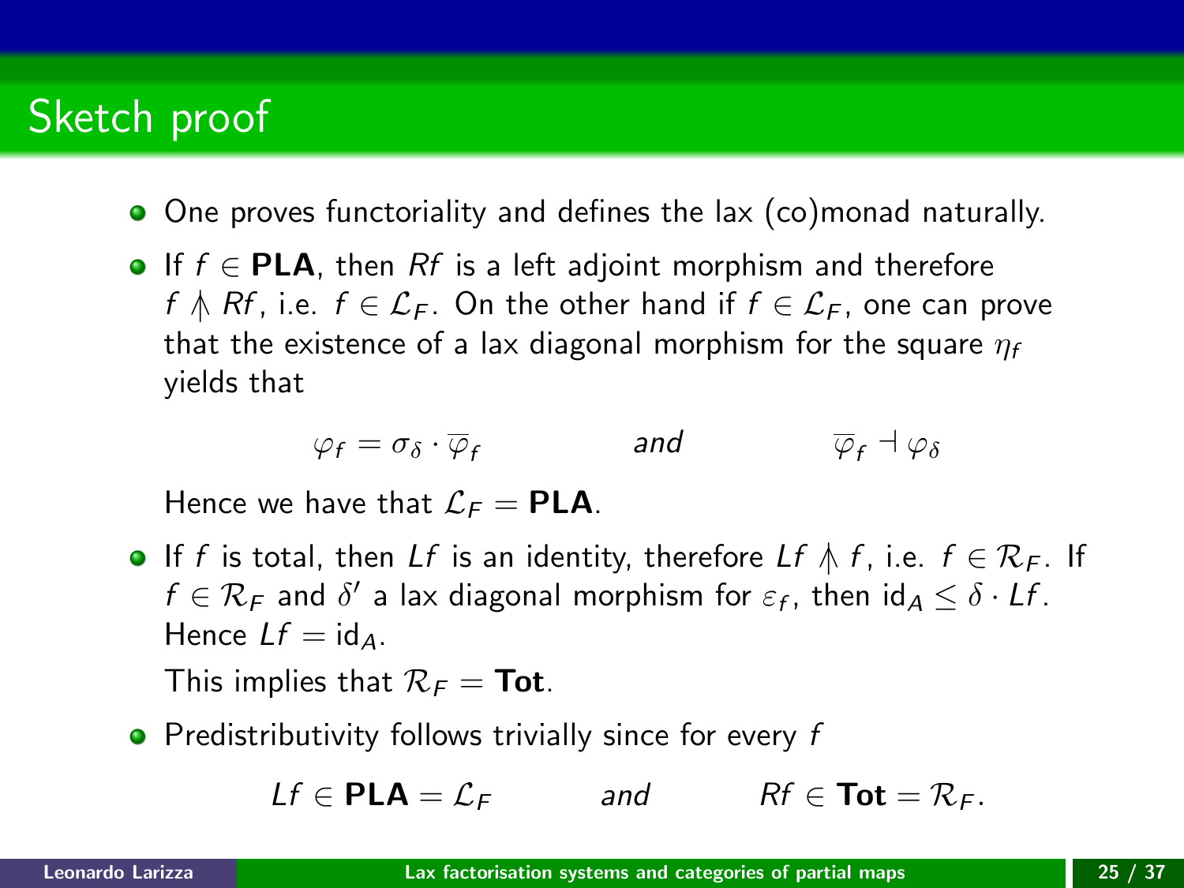# Sketch proof

- One proves functoriality and defines the lax (co)monad naturally.
- If $f \in \mathbf{PLA}$, then $Rf$ is a left adjoint morphism and therefore $f \pitchfork Rf$, i.e. $f \in \mathcal{L}_F$. On the other hand if $f \in \mathcal{L}_F$, one can prove that the existence of a lax diagonal morphism for the square $\eta_f$ yields that

$$\varphi_f = \sigma_\delta \cdot \overline{\varphi}_f \qquad \textit{and} \qquad \overline{\varphi}_f \dashv \varphi_\delta$$

  Hence we have that $\mathcal{L}_F = \mathbf{PLA}$.

- If $f$ is total, then $Lf$ is an identity, therefore $Lf \pitchfork f$, i.e. $f \in \mathcal{R}_F$. If $f \in \mathcal{R}_F$ and $\delta'$ a lax diagonal morphism for $\varepsilon_f$, then $\mathrm{id}_A \leq \delta \cdot Lf$. Hence $Lf = \mathrm{id}_A$.

  This implies that $\mathcal{R}_F = \mathbf{Tot}$.

- Predistributivity follows trivially since for every $f$

$$Lf \in \mathbf{PLA} = \mathcal{L}_F \qquad \textit{and} \qquad Rf \in \mathbf{Tot} = \mathcal{R}_F.$$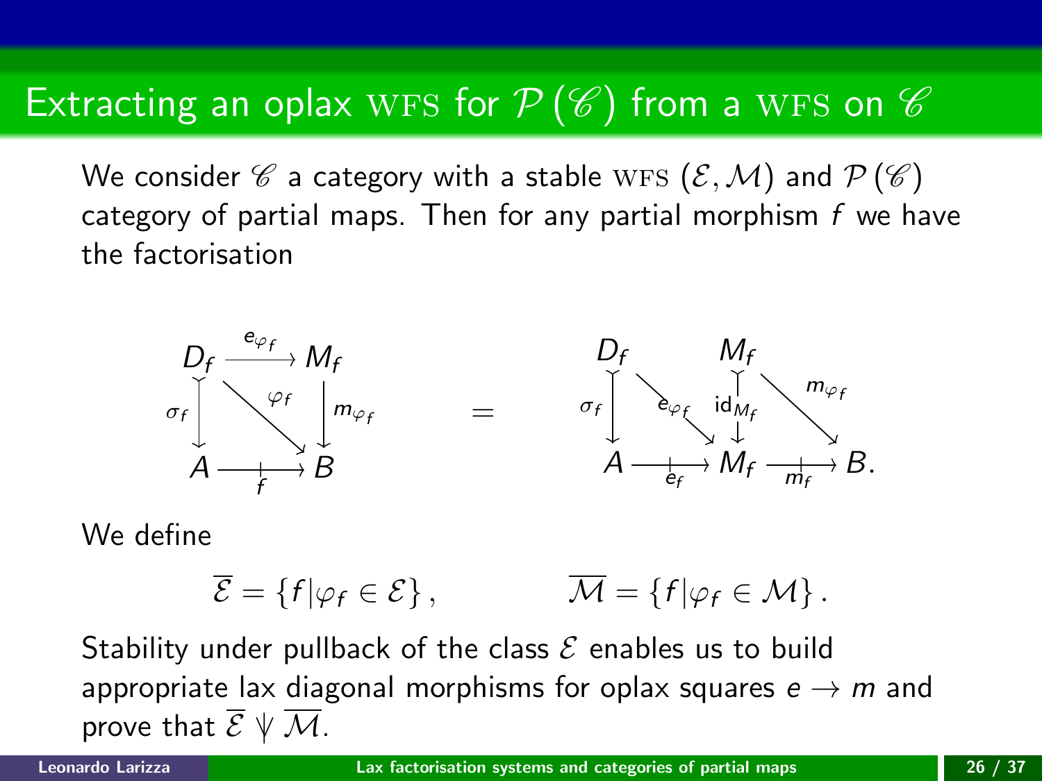# Extracting an oplax WFS for $\mathcal{P}(\mathscr{C})$ from a WFS on $\mathscr{C}$

We consider $\mathscr{C}$ a category with a stable WFS $(\mathcal{E}, \mathcal{M})$ and $\mathcal{P}(\mathscr{C})$ category of partial maps. Then for any partial morphism $f$ we have the factorisation

$$
\begin{array}{ccc}
D_f & \xrightarrow{e_{\varphi_f}} & M_f \\
{\scriptstyle \sigma_f}\downarrow & \searrow^{\varphi_f} & \downarrow{\scriptstyle m_{\varphi_f}} \\
A & \xrightarrow[f]{} & B
\end{array}
\quad = \quad
\begin{array}{ccccc}
D_f & & M_f & & \\
{\scriptstyle \sigma_f}\downarrow & \searrow^{e_{\varphi_f}} & \downarrow{\scriptstyle \mathrm{id}_{M_f}} & \searrow^{m_{\varphi_f}} & \\
A & \xrightarrow[e_f]{} & M_f & \xrightarrow[m_f]{} & B.
\end{array}
$$

We define

$$
\overline{\mathcal{E}} = \{ f | \varphi_f \in \mathcal{E} \}, \qquad \overline{\mathcal{M}} = \{ f | \varphi_f \in \mathcal{M} \}.
$$

Stability under pullback of the class $\mathcal{E}$ enables us to build appropriate lax diagonal morphisms for oplax squares $e \to m$ and prove that $\overline{\mathcal{E}} \pitchfork \overline{\mathcal{M}}$.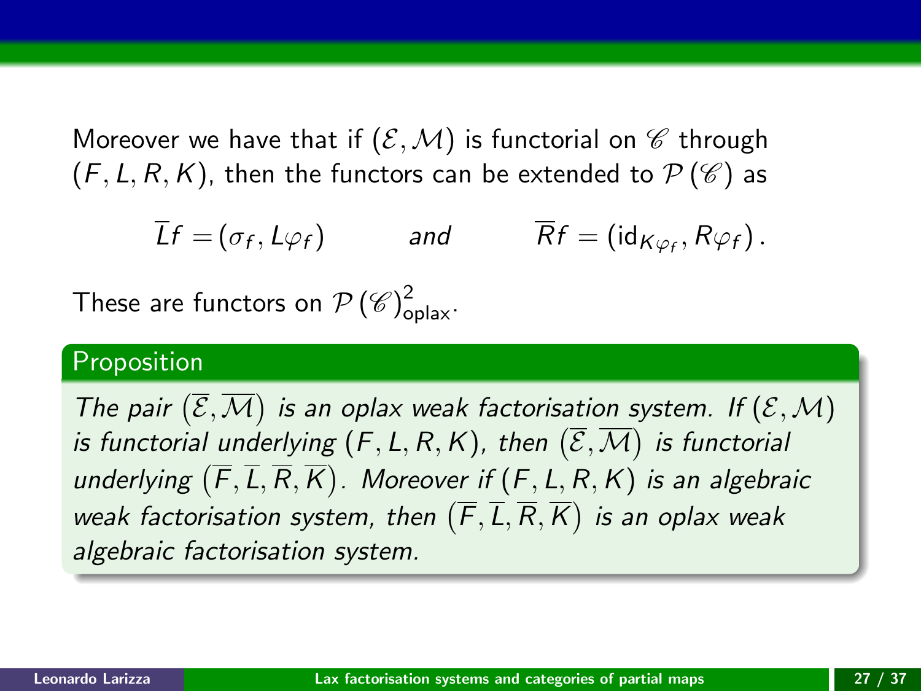Moreover we have that if $(\mathcal{E}, \mathcal{M})$ is functorial on $\mathscr{C}$ through $(F, L, R, K)$, then the functors can be extended to $\mathcal{P}(\mathscr{C})$ as

$$\overline{L}f = (\sigma_f, L\varphi_f) \qquad \text{and} \qquad \overline{R}f = (\mathrm{id}_{K\varphi_f}, R\varphi_f).$$

These are functors on $\mathcal{P}(\mathscr{C})^2_{\text{oplax}}$.

**Proposition**

*The pair $(\overline{\mathcal{E}}, \overline{\mathcal{M}})$ is an oplax weak factorisation system. If $(\mathcal{E}, \mathcal{M})$ is functorial underlying $(F, L, R, K)$, then $(\overline{\mathcal{E}}, \overline{\mathcal{M}})$ is functorial underlying $(\overline{F}, \overline{L}, \overline{R}, \overline{K})$. Moreover if $(F, L, R, K)$ is an algebraic weak factorisation system, then $(\overline{F}, \overline{L}, \overline{R}, \overline{K})$ is an oplax weak algebraic factorisation system.*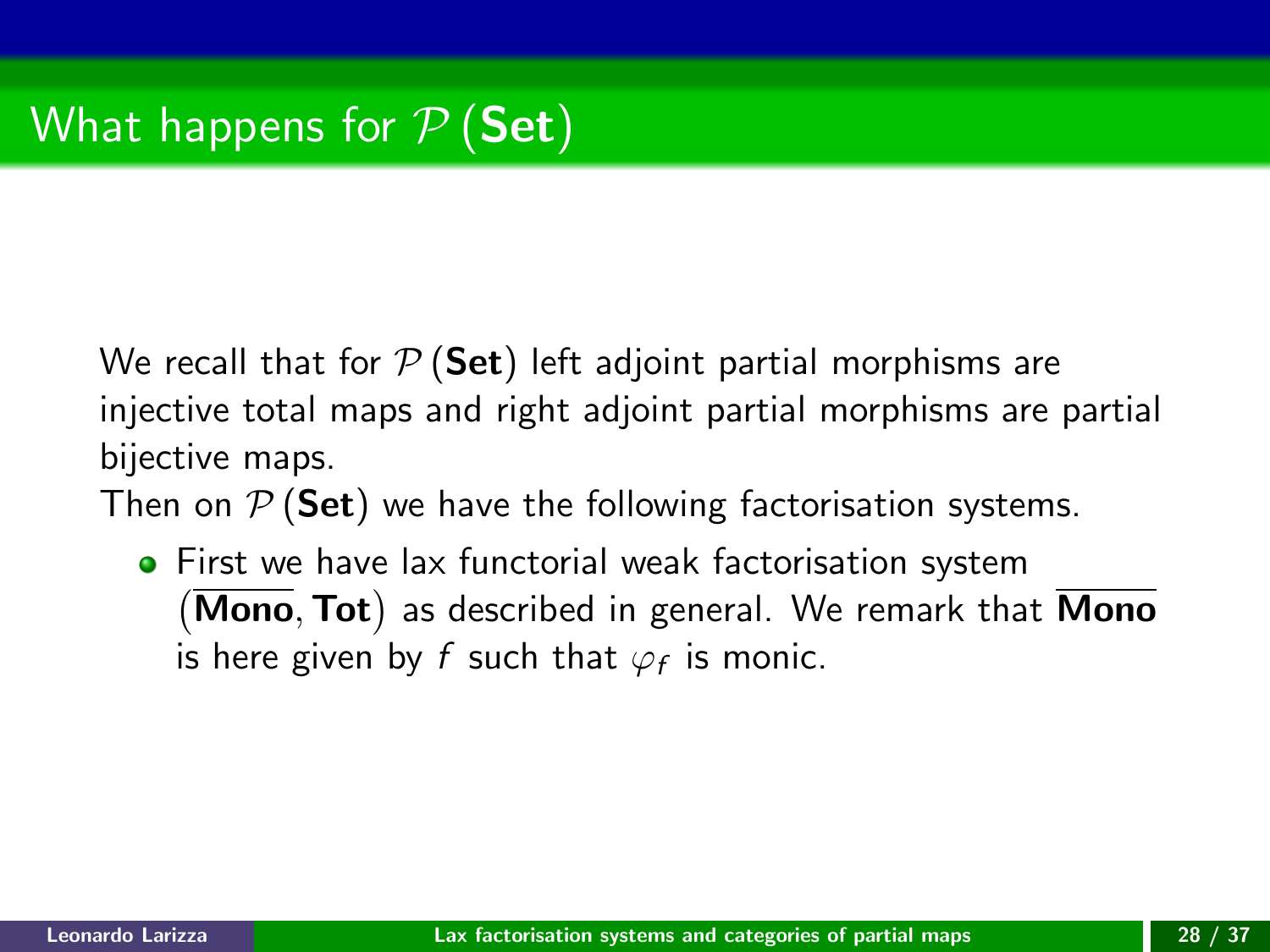# What happens for $\mathcal{P}(\mathbf{Set})$

We recall that for $\mathcal{P}(\mathbf{Set})$ left adjoint partial morphisms are injective total maps and right adjoint partial morphisms are partial bijective maps.

Then on $\mathcal{P}(\mathbf{Set})$ we have the following factorisation systems.

- First we have lax functorial weak factorisation system $\left(\overline{\mathbf{Mono}}, \mathbf{Tot}\right)$ as described in general. We remark that $\overline{\mathbf{Mono}}$ is here given by $f$ such that $\varphi_f$ is monic.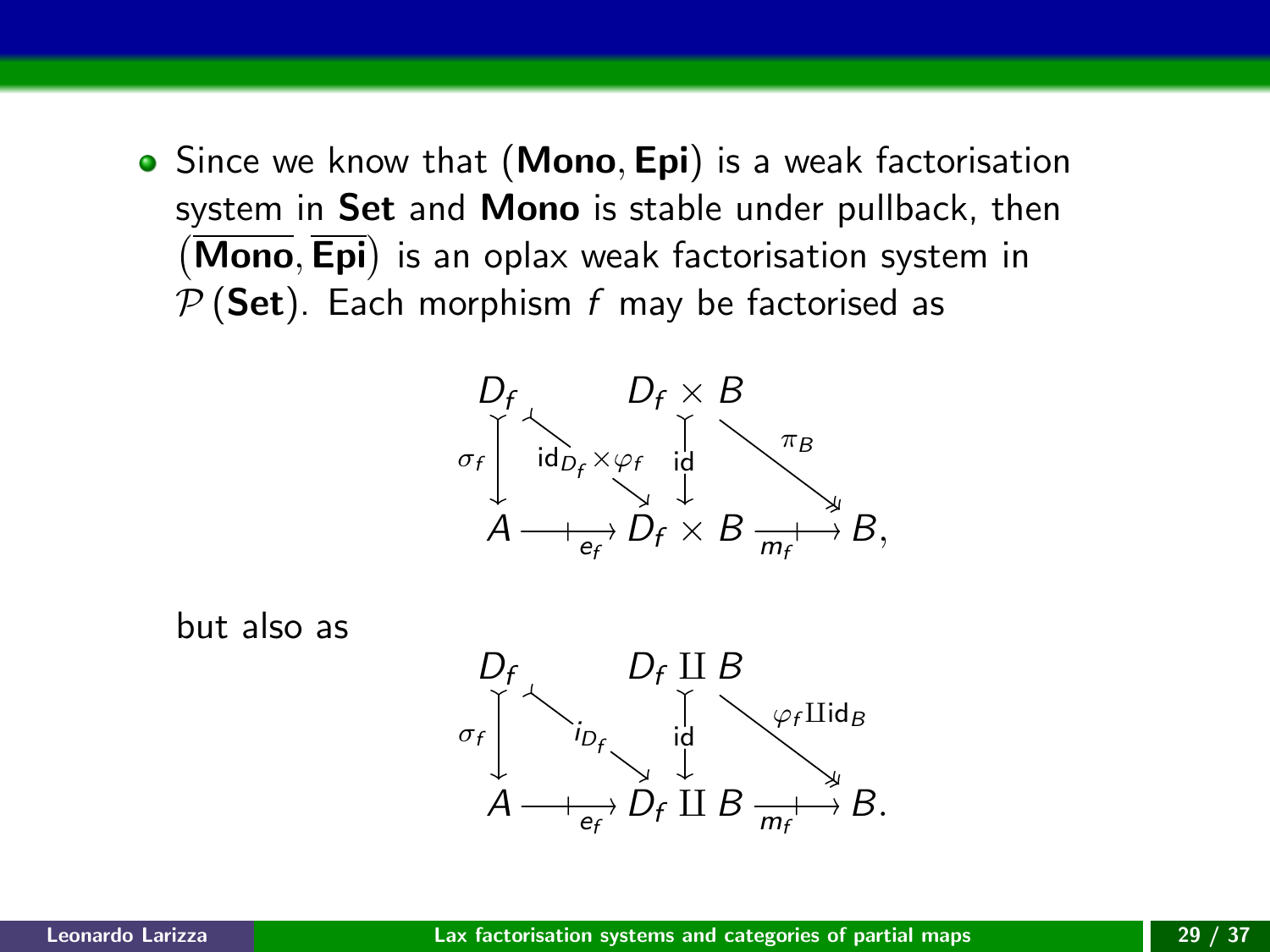- Since we know that $(\mathbf{Mono}, \mathbf{Epi})$ is a weak factorisation system in $\mathbf{Set}$ and $\mathbf{Mono}$ is stable under pullback, then $(\overline{\mathbf{Mono}}, \overline{\mathbf{Epi}})$ is an oplax weak factorisation system in $\mathcal{P}(\mathbf{Set})$. Each morphism $f$ may be factorised as

$$
\begin{array}{ccccc}
D_f & & D_f \times B & & \\
\sigma_f \downarrow & \searrow^{\mathrm{id}_{D_f} \times \varphi_f} & \downarrow \mathrm{id} & \searrow^{\pi_B} & \\
A & \xrightarrow[e_f]{} & D_f \times B & \xrightarrow[m_f]{} & B,
\end{array}
$$

but also as

$$
\begin{array}{ccccc}
D_f & & D_f \amalg B & & \\
\sigma_f \downarrow & \searrow^{i_{D_f}} & \downarrow \mathrm{id} & \searrow^{\varphi_f \amalg \mathrm{id}_B} & \\
A & \xrightarrow[e_f]{} & D_f \amalg B & \xrightarrow[m_f]{} & B.
\end{array}
$$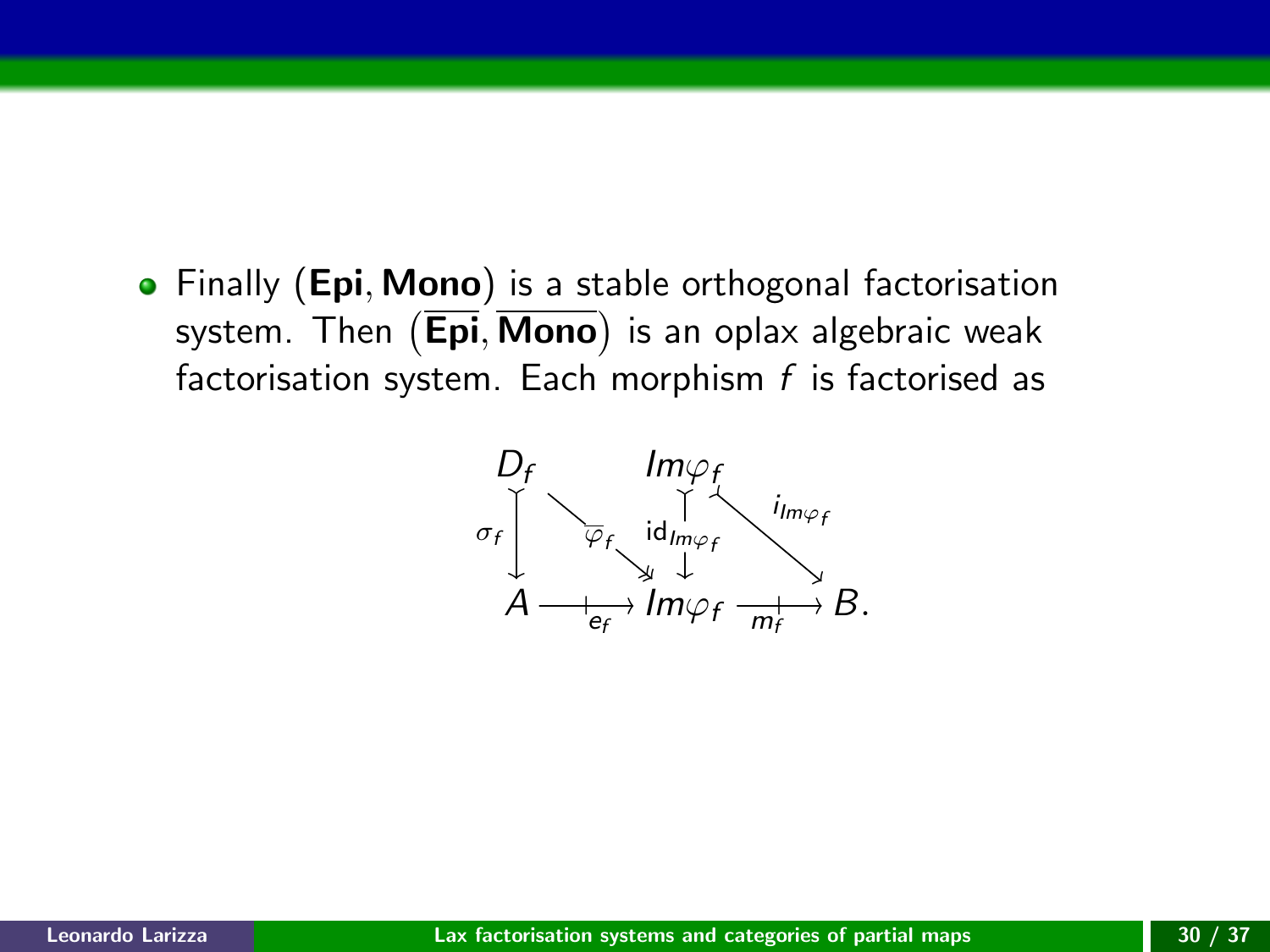- Finally $(\mathbf{Epi}, \mathbf{Mono})$ is a stable orthogonal factorisation system. Then $(\overline{\mathbf{Epi}}, \overline{\mathbf{Mono}})$ is an oplax algebraic weak factorisation system. Each morphism $f$ is factorised as

$$
\begin{array}{ccccc}
D_f & & Im\varphi_f & & \\
{\scriptstyle \sigma_f}\downarrow & \overset{\overline{\varphi}_f}{\searrow} & \downarrow{\scriptstyle \mathrm{id}_{Im\varphi_f}} & \overset{i_{Im\varphi_f}}{\searrow} & \\
A & \xrightarrow[e_f]{} & Im\varphi_f & \xrightarrow[m_f]{} & B.
\end{array}
$$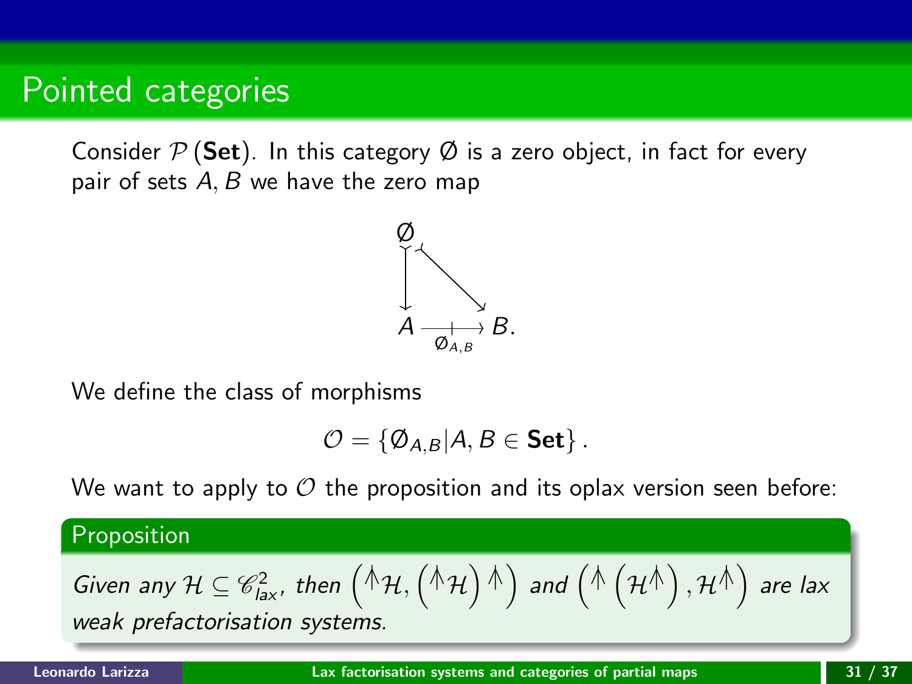# Pointed categories

Consider $\mathcal{P}(\mathbf{Set})$. In this category $\emptyset$ is a zero object, in fact for every pair of sets $A, B$ we have the zero map

$$\begin{array}{ccc} \emptyset & & \\ \downarrow & \searrow & \\ A & \xrightarrow[\emptyset_{A,B}]{} & B. \end{array}$$

We define the class of morphisms

$$\mathcal{O} = \{\emptyset_{A,B} | A, B \in \mathbf{Set}\}.$$

We want to apply to $\mathcal{O}$ the proposition and its oplax version seen before:

**Proposition**

*Given any $\mathcal{H} \subseteq \mathscr{C}^2_{lax}$, then $\left({}^{\Uparrow}\mathcal{H}, \left({}^{\Uparrow}\mathcal{H}\right)^{\Uparrow}\right)$ and $\left({}^{\Uparrow}\left(\mathcal{H}^{\Uparrow}\right), \mathcal{H}^{\Uparrow}\right)$ are lax weak prefactorisation systems.*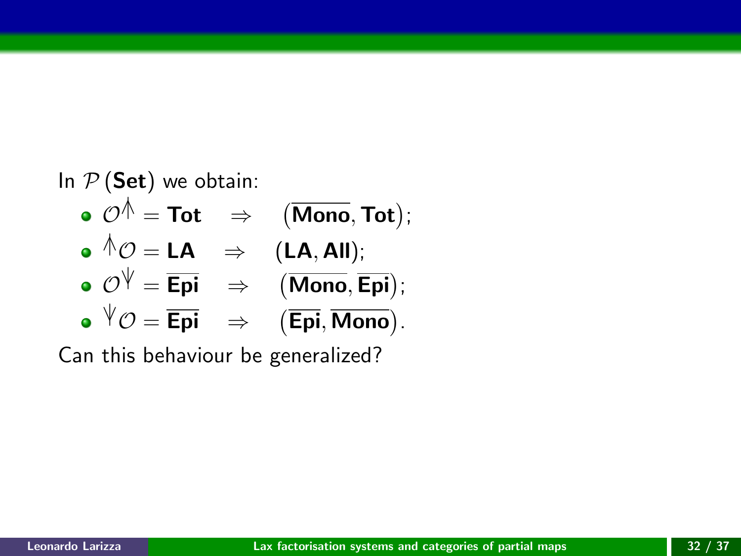In $\mathcal{P}(\mathbf{Set})$ we obtain:

- $\mathcal{O}^{\pitchfork} = \mathbf{Tot} \quad \Rightarrow \quad \left(\overline{\mathbf{Mono}}, \mathbf{Tot}\right)$;
- ${}^{\pitchfork}\mathcal{O} = \mathbf{LA} \quad \Rightarrow \quad (\mathbf{LA}, \mathbf{All})$;
- $\mathcal{O}^{\pitchfork\!\!\!/} = \overline{\mathbf{Epi}} \quad \Rightarrow \quad \left(\overline{\mathbf{Mono}}, \overline{\mathbf{Epi}}\right)$;
- ${}^{\pitchfork\!\!\!/}\mathcal{O} = \overline{\mathbf{Epi}} \quad \Rightarrow \quad \left(\overline{\mathbf{Epi}}, \overline{\mathbf{Mono}}\right)$.

Can this behaviour be generalized?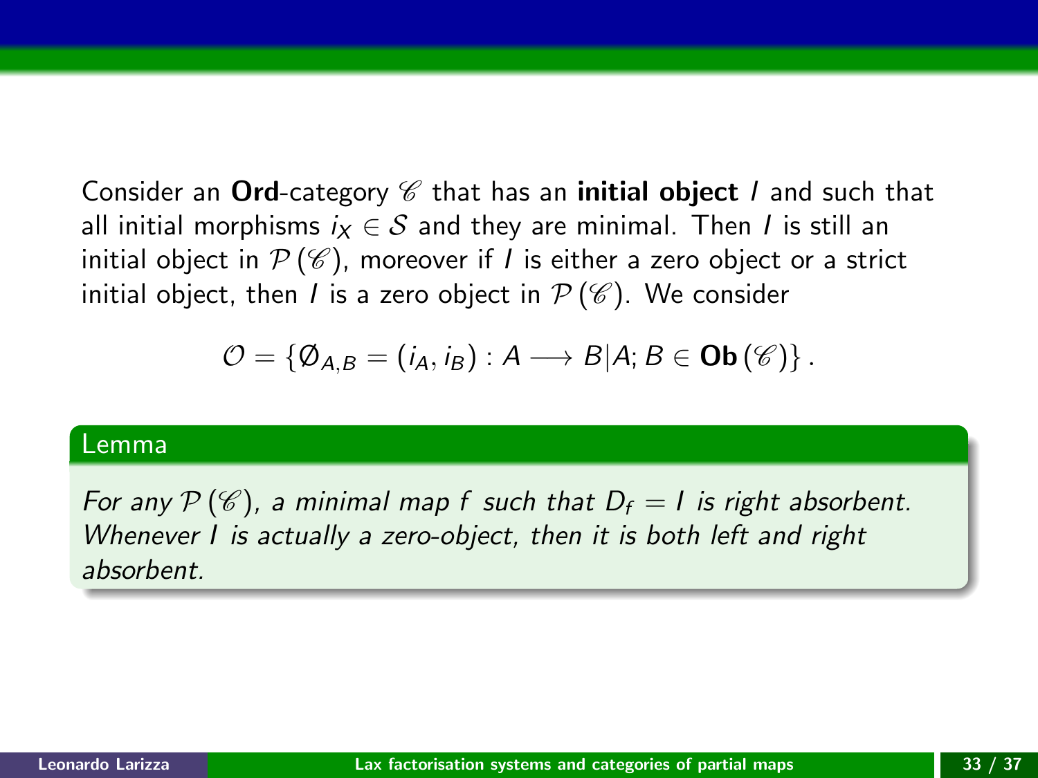Consider an **Ord**-category $\mathscr{C}$ that has an **initial object** $I$ and such that all initial morphisms $i_X \in \mathcal{S}$ and they are minimal. Then $I$ is still an initial object in $\mathcal{P}(\mathscr{C})$, moreover if $I$ is either a zero object or a strict initial object, then $I$ is a zero object in $\mathcal{P}(\mathscr{C})$. We consider

$$\mathcal{O} = \{\emptyset_{A,B} = (i_A, i_B) : A \longrightarrow B | A; B \in \mathbf{Ob}(\mathscr{C})\}.$$

**Lemma**

*For any $\mathcal{P}(\mathscr{C})$, a minimal map $f$ such that $D_f = I$ is right absorbent. Whenever $I$ is actually a zero-object, then it is both left and right absorbent.*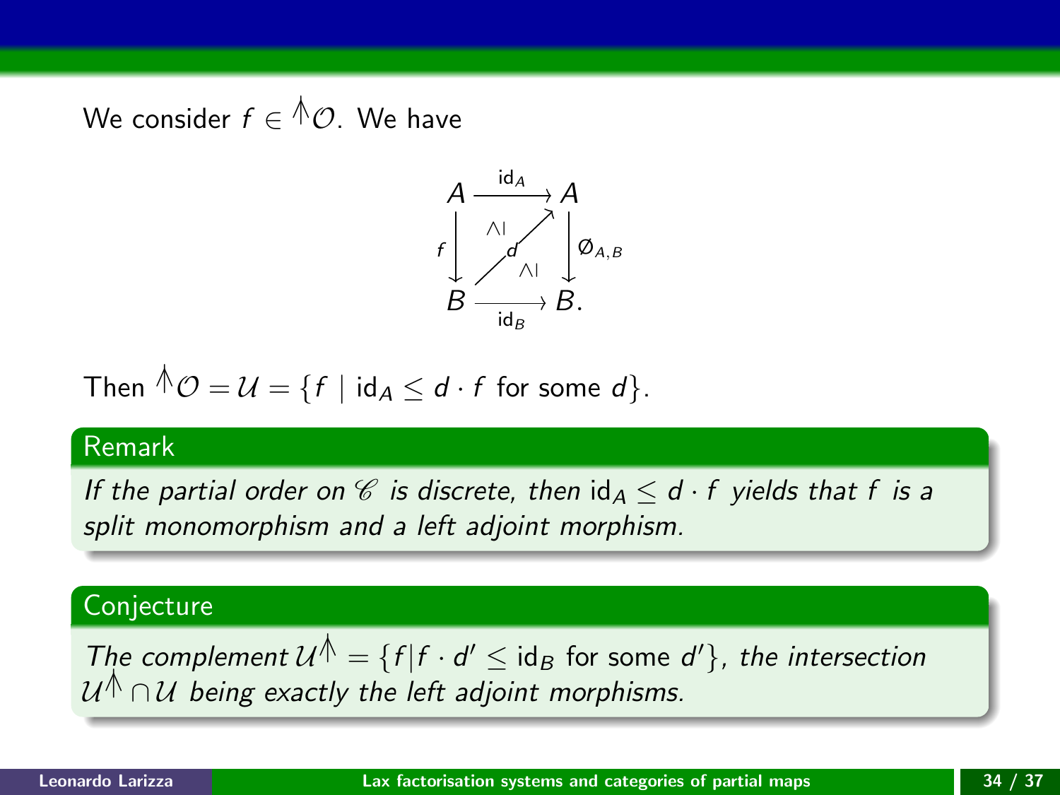We consider $f \in {}^{\pitchfork}\mathcal{O}$. We have

$$
\begin{array}{ccc}
A & \xrightarrow{\mathrm{id}_A} & A \\
{\scriptstyle f}\downarrow & \overset{\geq}{\nearrow}_{d} \, \geq & \downarrow{\scriptstyle \varnothing_{A,B}} \\
B & \xrightarrow[\mathrm{id}_B]{} & B.
\end{array}
$$

Then ${}^{\pitchfork}\mathcal{O} = \mathcal{U} = \{f \mid \mathrm{id}_A \leq d \cdot f \text{ for some } d\}$.

**Remark**

*If the partial order on $\mathscr{C}$ is discrete, then $\mathrm{id}_A \leq d \cdot f$ yields that $f$ is a split monomorphism and a left adjoint morphism.*

**Conjecture**

*The complement $\mathcal{U}^{\pitchfork} = \{f | f \cdot d' \leq \mathrm{id}_B$ for some $d'\}$, the intersection $\mathcal{U}^{\pitchfork} \cap \mathcal{U}$ being exactly the left adjoint morphisms.*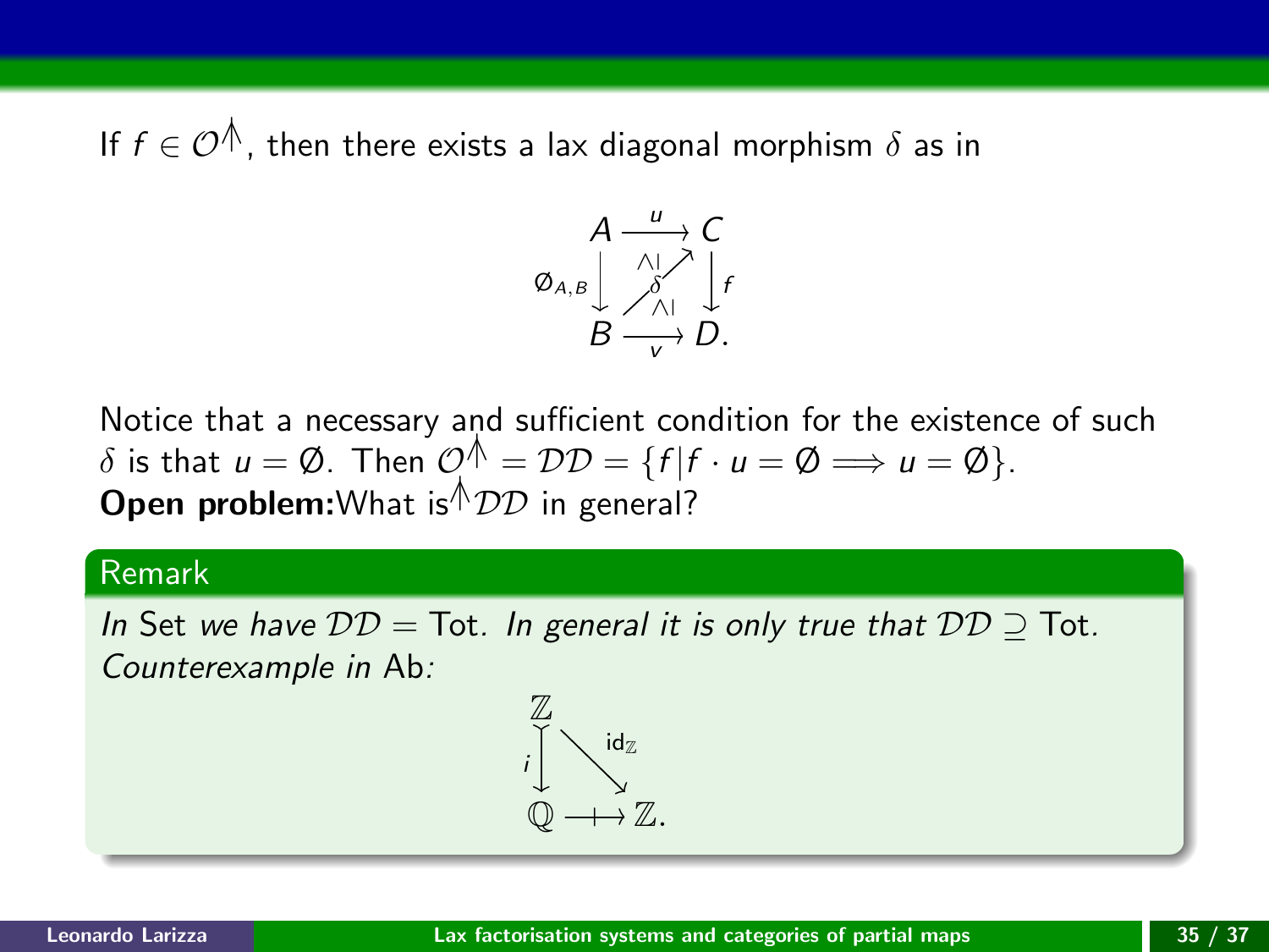If $f \in \mathcal{O}^{\pitchfork}$, then there exists a lax diagonal morphism $\delta$ as in

$$
\begin{array}{ccc}
A & \xrightarrow{u} & C \\
{\scriptstyle \emptyset_{A,B}}\downarrow & \overset{\wedge|}{\nearrow}\!\!\!\!{\scriptstyle \delta}\,\underset{\wedge|}{} & \downarrow{\scriptstyle f} \\
B & \xrightarrow[v]{} & D.
\end{array}
$$

Notice that a necessary and sufficient condition for the existence of such $\delta$ is that $u = \emptyset$. Then $\mathcal{O}^{\pitchfork} = \mathcal{DD} = \{f | f \cdot u = \emptyset \implies u = \emptyset\}$.
**Open problem:** What is ${}^{\pitchfork}\mathcal{DD}$ in general?

## Remark

*In* Set *we have* $\mathcal{DD} =$ Tot*. In general it is only true that* $\mathcal{DD} \supseteq$ Tot*. Counterexample in* Ab*:*

$$
\begin{array}{ccc}
\mathbb{Z} & & \\
{\scriptstyle i}\downarrow & \searrow^{\mathrm{id}_{\mathbb{Z}}} & \\
\mathbb{Q} & \longrightarrow\!\!\!\!\!\!+\;\; & \mathbb{Z}.
\end{array}
$$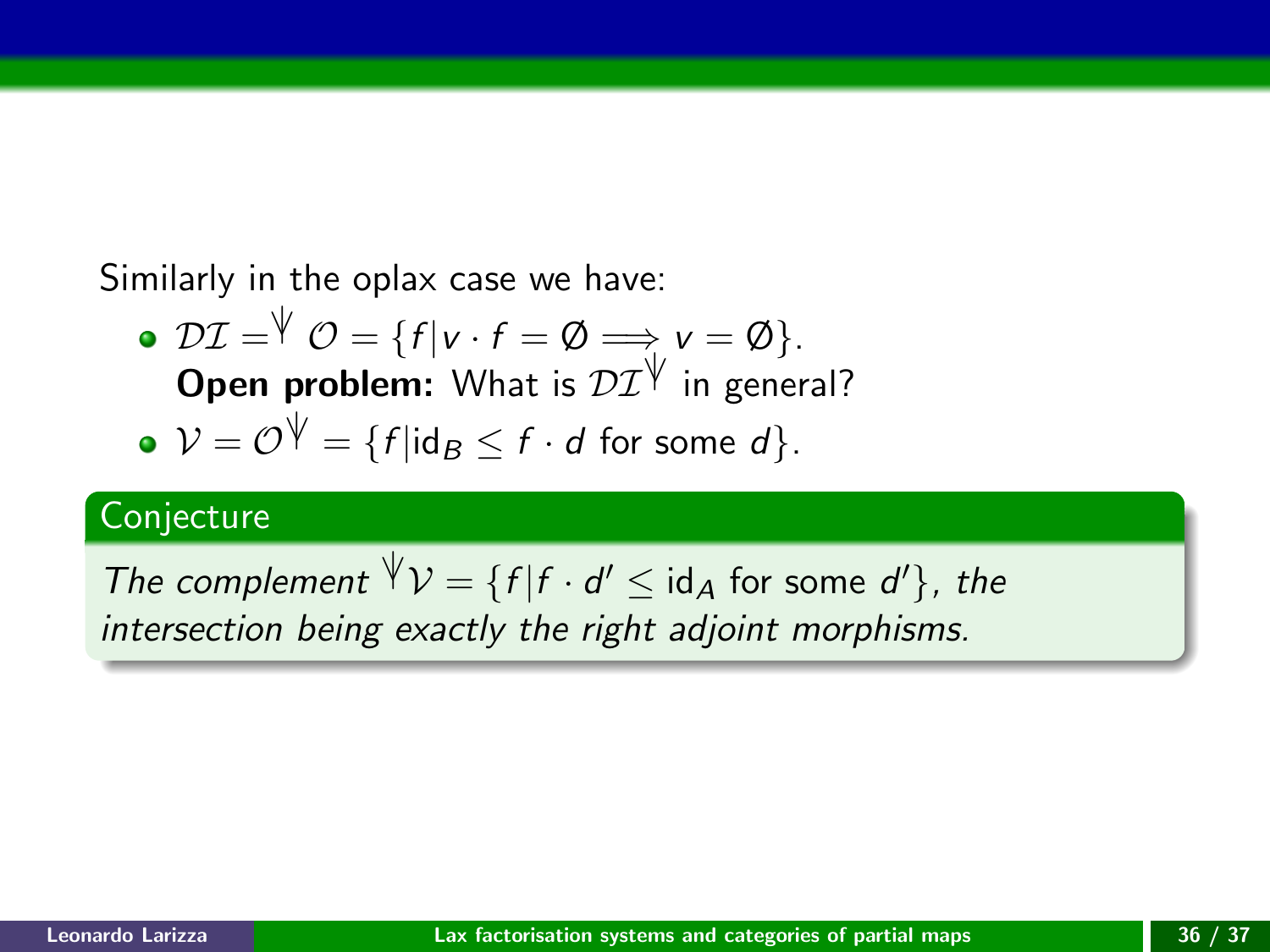Similarly in the oplax case we have:

- $\mathcal{DI} = {}^{\pitchfork}\mathcal{O} = \{f | v \cdot f = \emptyset \Longrightarrow v = \emptyset\}$.
  **Open problem:** What is $\mathcal{DI}^{\pitchfork}$ in general?
- $\mathcal{V} = \mathcal{O}^{\pitchfork} = \{f | \mathrm{id}_B \leq f \cdot d \text{ for some } d\}$.

**Conjecture**

*The complement* ${}^{\pitchfork}\mathcal{V} = \{f | f \cdot d' \leq \mathrm{id}_A \text{ for some } d'\}$, *the intersection being exactly the right adjoint morphisms.*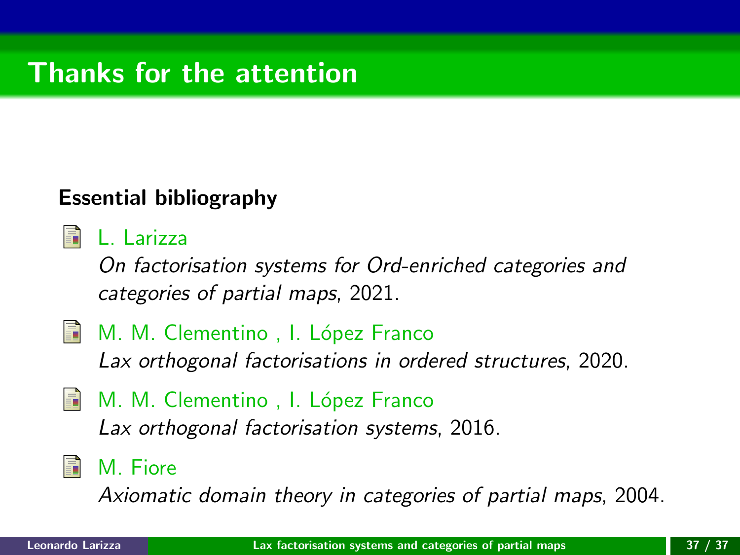# Thanks for the attention

**Essential bibliography**

- L. Larizza
  *On factorisation systems for Ord-enriched categories and categories of partial maps*, 2021.

- M. M. Clementino , I. López Franco
  *Lax orthogonal factorisations in ordered structures*, 2020.

- M. M. Clementino , I. López Franco
  *Lax orthogonal factorisation systems*, 2016.

- M. Fiore
  *Axiomatic domain theory in categories of partial maps*, 2004.